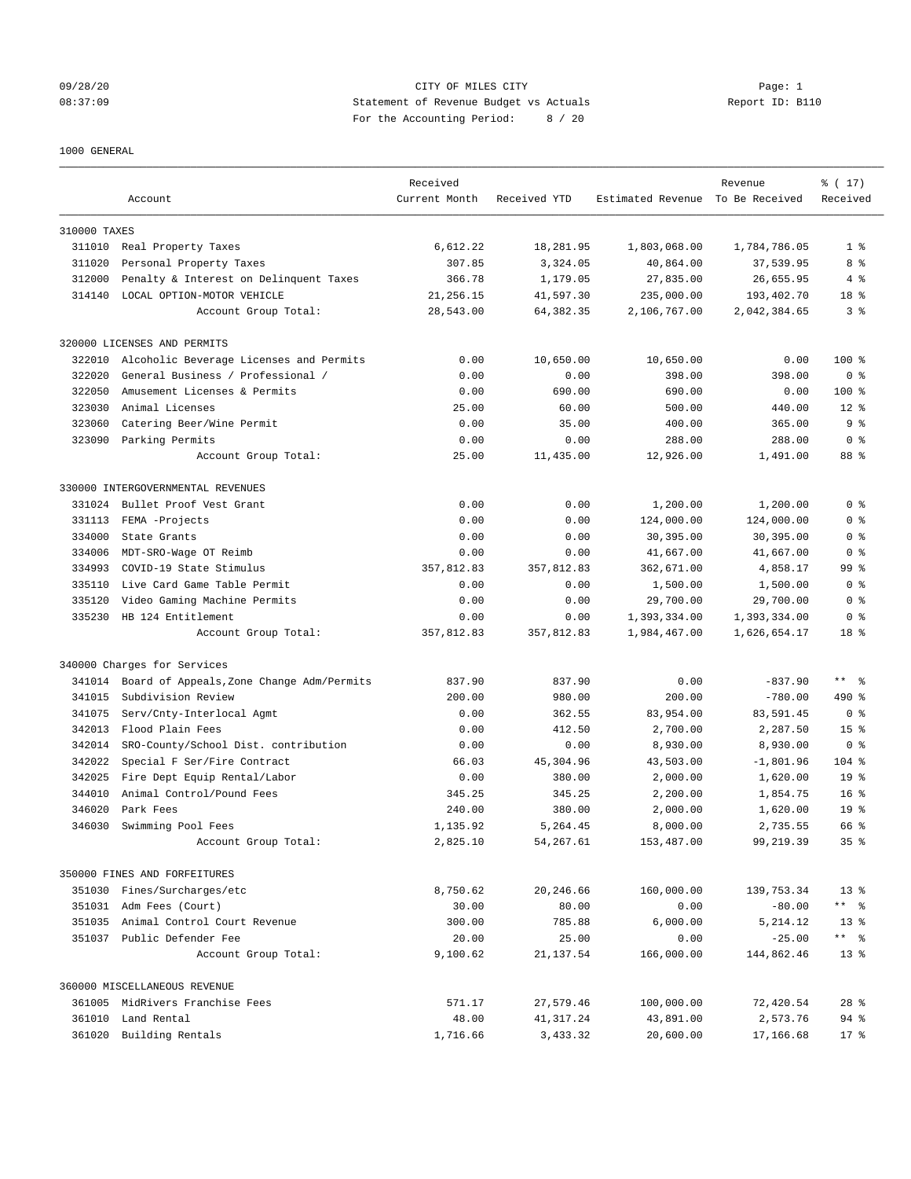09/28/20 CITY OF MILES CITY
08:37:09 Statement of Revenue Budget vs Actuals Report ID: B110
For the Accounting Period: 8 / 20

1000 GENERAL

| | Account | Received Current Month | Received YTD | Estimated Revenue | Revenue To Be Received | % ( 17) Received |
|---|---|---|---|---|---|---|
| **310000 TAXES** | | | | | | |
| 311010 | Real Property Taxes | 6,612.22 | 18,281.95 | 1,803,068.00 | 1,784,786.05 | 1 % |
| 311020 | Personal Property Taxes | 307.85 | 3,324.05 | 40,864.00 | 37,539.95 | 8 % |
| 312000 | Penalty & Interest on Delinquent Taxes | 366.78 | 1,179.05 | 27,835.00 | 26,655.95 | 4 % |
| 314140 | LOCAL OPTION-MOTOR VEHICLE | 21,256.15 | 41,597.30 | 235,000.00 | 193,402.70 | 18 % |
| | Account Group Total: | 28,543.00 | 64,382.35 | 2,106,767.00 | 2,042,384.65 | 3 % |
| **320000 LICENSES AND PERMITS** | | | | | | |
| 322010 | Alcoholic Beverage Licenses and Permits | 0.00 | 10,650.00 | 10,650.00 | 0.00 | 100 % |
| 322020 | General Business / Professional / | 0.00 | 0.00 | 398.00 | 398.00 | 0 % |
| 322050 | Amusement Licenses & Permits | 0.00 | 690.00 | 690.00 | 0.00 | 100 % |
| 323030 | Animal Licenses | 25.00 | 60.00 | 500.00 | 440.00 | 12 % |
| 323060 | Catering Beer/Wine Permit | 0.00 | 35.00 | 400.00 | 365.00 | 9 % |
| 323090 | Parking Permits | 0.00 | 0.00 | 288.00 | 288.00 | 0 % |
| | Account Group Total: | 25.00 | 11,435.00 | 12,926.00 | 1,491.00 | 88 % |
| **330000 INTERGOVERNMENTAL REVENUES** | | | | | | |
| 331024 | Bullet Proof Vest Grant | 0.00 | 0.00 | 1,200.00 | 1,200.00 | 0 % |
| 331113 | FEMA -Projects | 0.00 | 0.00 | 124,000.00 | 124,000.00 | 0 % |
| 334000 | State Grants | 0.00 | 0.00 | 30,395.00 | 30,395.00 | 0 % |
| 334006 | MDT-SRO-Wage OT Reimb | 0.00 | 0.00 | 41,667.00 | 41,667.00 | 0 % |
| 334993 | COVID-19 State Stimulus | 357,812.83 | 357,812.83 | 362,671.00 | 4,858.17 | 99 % |
| 335110 | Live Card Game Table Permit | 0.00 | 0.00 | 1,500.00 | 1,500.00 | 0 % |
| 335120 | Video Gaming Machine Permits | 0.00 | 0.00 | 29,700.00 | 29,700.00 | 0 % |
| 335230 | HB 124 Entitlement | 0.00 | 0.00 | 1,393,334.00 | 1,393,334.00 | 0 % |
| | Account Group Total: | 357,812.83 | 357,812.83 | 1,984,467.00 | 1,626,654.17 | 18 % |
| **340000 Charges for Services** | | | | | | |
| 341014 | Board of Appeals,Zone Change Adm/Permits | 837.90 | 837.90 | 0.00 | -837.90 | ** % |
| 341015 | Subdivision Review | 200.00 | 980.00 | 200.00 | -780.00 | 490 % |
| 341075 | Serv/Cnty-Interlocal Agmt | 0.00 | 362.55 | 83,954.00 | 83,591.45 | 0 % |
| 342013 | Flood Plain Fees | 0.00 | 412.50 | 2,700.00 | 2,287.50 | 15 % |
| 342014 | SRO-County/School Dist. contribution | 0.00 | 0.00 | 8,930.00 | 8,930.00 | 0 % |
| 342022 | Special F Ser/Fire Contract | 66.03 | 45,304.96 | 43,503.00 | -1,801.96 | 104 % |
| 342025 | Fire Dept Equip Rental/Labor | 0.00 | 380.00 | 2,000.00 | 1,620.00 | 19 % |
| 344010 | Animal Control/Pound Fees | 345.25 | 345.25 | 2,200.00 | 1,854.75 | 16 % |
| 346020 | Park Fees | 240.00 | 380.00 | 2,000.00 | 1,620.00 | 19 % |
| 346030 | Swimming Pool Fees | 1,135.92 | 5,264.45 | 8,000.00 | 2,735.55 | 66 % |
| | Account Group Total: | 2,825.10 | 54,267.61 | 153,487.00 | 99,219.39 | 35 % |
| **350000 FINES AND FORFEITURES** | | | | | | |
| 351030 | Fines/Surcharges/etc | 8,750.62 | 20,246.66 | 160,000.00 | 139,753.34 | 13 % |
| 351031 | Adm Fees (Court) | 30.00 | 80.00 | 0.00 | -80.00 | ** % |
| 351035 | Animal Control Court Revenue | 300.00 | 785.88 | 6,000.00 | 5,214.12 | 13 % |
| 351037 | Public Defender Fee | 20.00 | 25.00 | 0.00 | -25.00 | ** % |
| | Account Group Total: | 9,100.62 | 21,137.54 | 166,000.00 | 144,862.46 | 13 % |
| **360000 MISCELLANEOUS REVENUE** | | | | | | |
| 361005 | MidRivers Franchise Fees | 571.17 | 27,579.46 | 100,000.00 | 72,420.54 | 28 % |
| 361010 | Land Rental | 48.00 | 41,317.24 | 43,891.00 | 2,573.76 | 94 % |
| 361020 | Building Rentals | 1,716.66 | 3,433.32 | 20,600.00 | 17,166.68 | 17 % |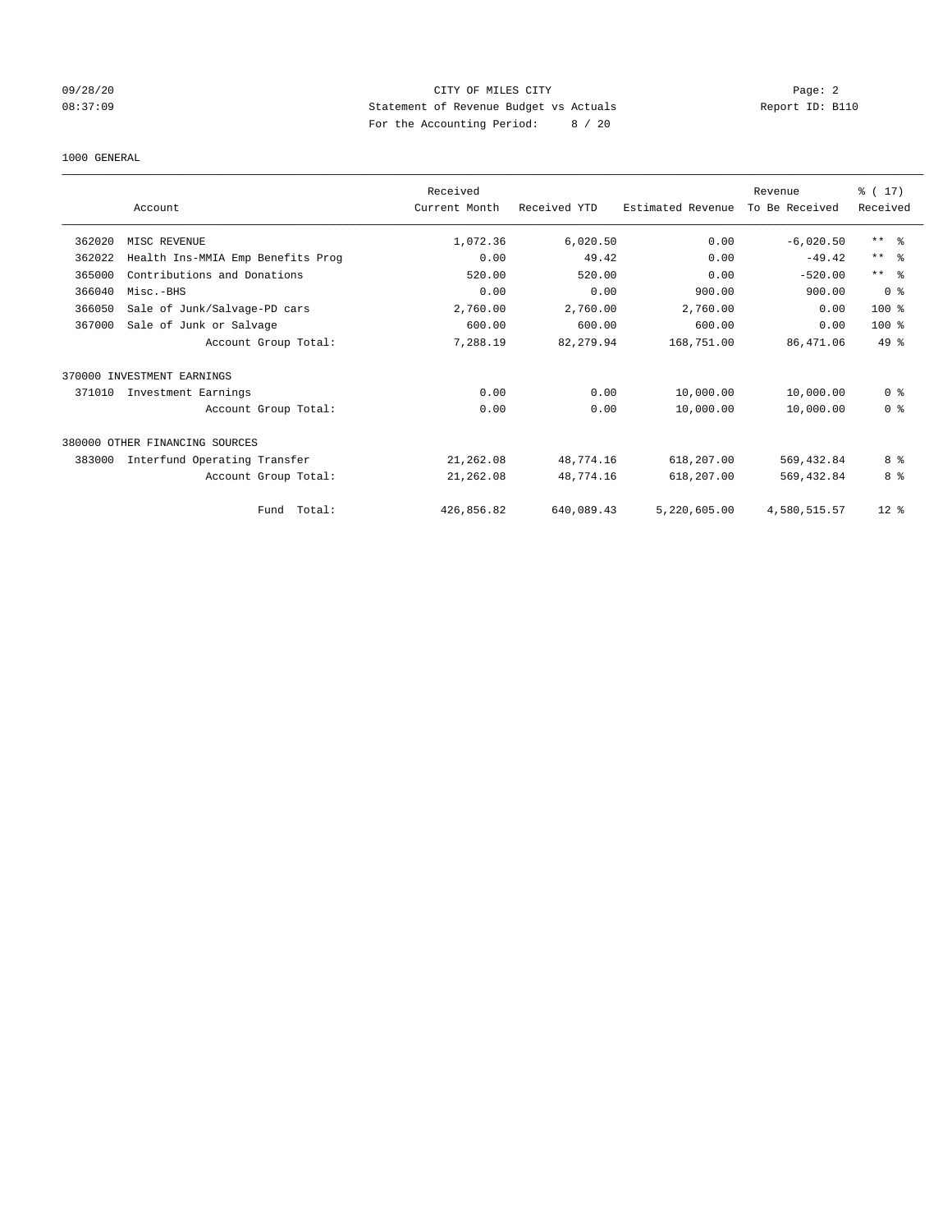09/28/20 CITY OF MILES CITY
08:37:09 Statement of Revenue Budget vs Actuals Report ID: B110
For the Accounting Period: 8 / 20

1000 GENERAL

| Account | | Received Current Month | Received YTD | Estimated Revenue | Revenue To Be Received | % ( 17) Received |
|---|---|---|---|---|---|---|
| 362020 | MISC REVENUE | 1,072.36 | 6,020.50 | 0.00 | -6,020.50 | ** % |
| 362022 | Health Ins-MMIA Emp Benefits Prog | 0.00 | 49.42 | 0.00 | -49.42 | ** % |
| 365000 | Contributions and Donations | 520.00 | 520.00 | 0.00 | -520.00 | ** % |
| 366040 | Misc.-BHS | 0.00 | 0.00 | 900.00 | 900.00 | 0 % |
| 366050 | Sale of Junk/Salvage-PD cars | 2,760.00 | 2,760.00 | 2,760.00 | 0.00 | 100 % |
| 367000 | Sale of Junk or Salvage | 600.00 | 600.00 | 600.00 | 0.00 | 100 % |
| | Account Group Total: | 7,288.19 | 82,279.94 | 168,751.00 | 86,471.06 | 49 % |
| 370000 INVESTMENT EARNINGS | | | | | | |
| 371010 | Investment Earnings | 0.00 | 0.00 | 10,000.00 | 10,000.00 | 0 % |
| | Account Group Total: | 0.00 | 0.00 | 10,000.00 | 10,000.00 | 0 % |
| 380000 OTHER FINANCING SOURCES | | | | | | |
| 383000 | Interfund Operating Transfer | 21,262.08 | 48,774.16 | 618,207.00 | 569,432.84 | 8 % |
| | Account Group Total: | 21,262.08 | 48,774.16 | 618,207.00 | 569,432.84 | 8 % |
| | Fund Total: | 426,856.82 | 640,089.43 | 5,220,605.00 | 4,580,515.57 | 12 % |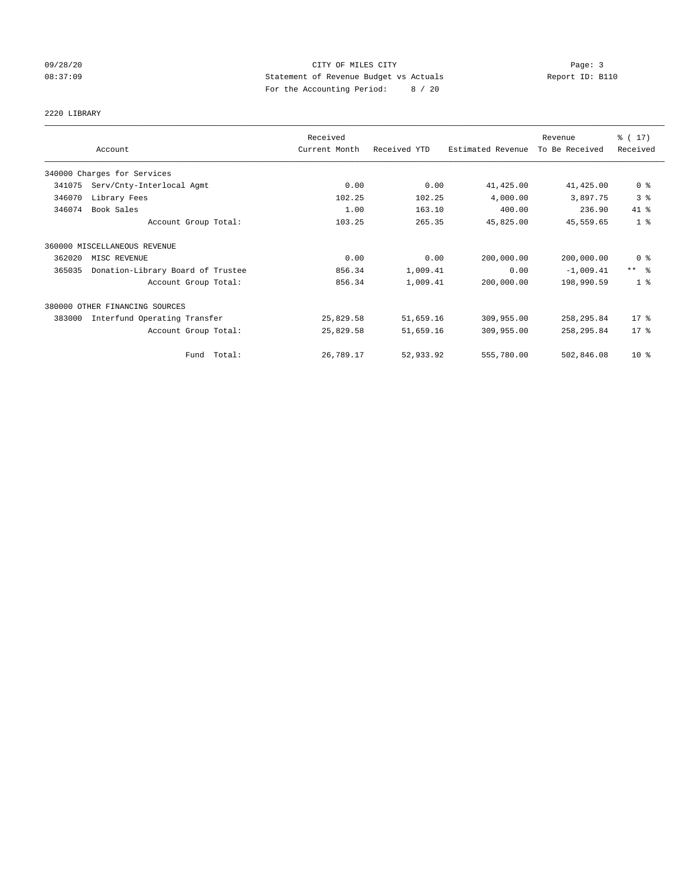CITY OF MILES CITY
Statement of Revenue Budget vs Actuals
For the Accounting Period: 8 / 20

09/28/20
08:37:09

Page: 3
Report ID: B110

2220 LIBRARY

| Account | | Received Current Month | Received YTD | Estimated Revenue | Revenue To Be Received | % ( 17) Received |
|---|---|---|---|---|---|---|
| 340000 Charges for Services | | | | | | |
| 341075 | Serv/Cnty-Interlocal Agmt | 0.00 | 0.00 | 41,425.00 | 41,425.00 | 0 % |
| 346070 | Library Fees | 102.25 | 102.25 | 4,000.00 | 3,897.75 | 3 % |
| 346074 | Book Sales | 1.00 | 163.10 | 400.00 | 236.90 | 41 % |
| | Account Group Total: | 103.25 | 265.35 | 45,825.00 | 45,559.65 | 1 % |
| 360000 MISCELLANEOUS REVENUE | | | | | | |
| 362020 | MISC REVENUE | 0.00 | 0.00 | 200,000.00 | 200,000.00 | 0 % |
| 365035 | Donation-Library Board of Trustee | 856.34 | 1,009.41 | 0.00 | -1,009.41 | ** % |
| | Account Group Total: | 856.34 | 1,009.41 | 200,000.00 | 198,990.59 | 1 % |
| 380000 OTHER FINANCING SOURCES | | | | | | |
| 383000 | Interfund Operating Transfer | 25,829.58 | 51,659.16 | 309,955.00 | 258,295.84 | 17 % |
| | Account Group Total: | 25,829.58 | 51,659.16 | 309,955.00 | 258,295.84 | 17 % |
| | Fund Total: | 26,789.17 | 52,933.92 | 555,780.00 | 502,846.08 | 10 % |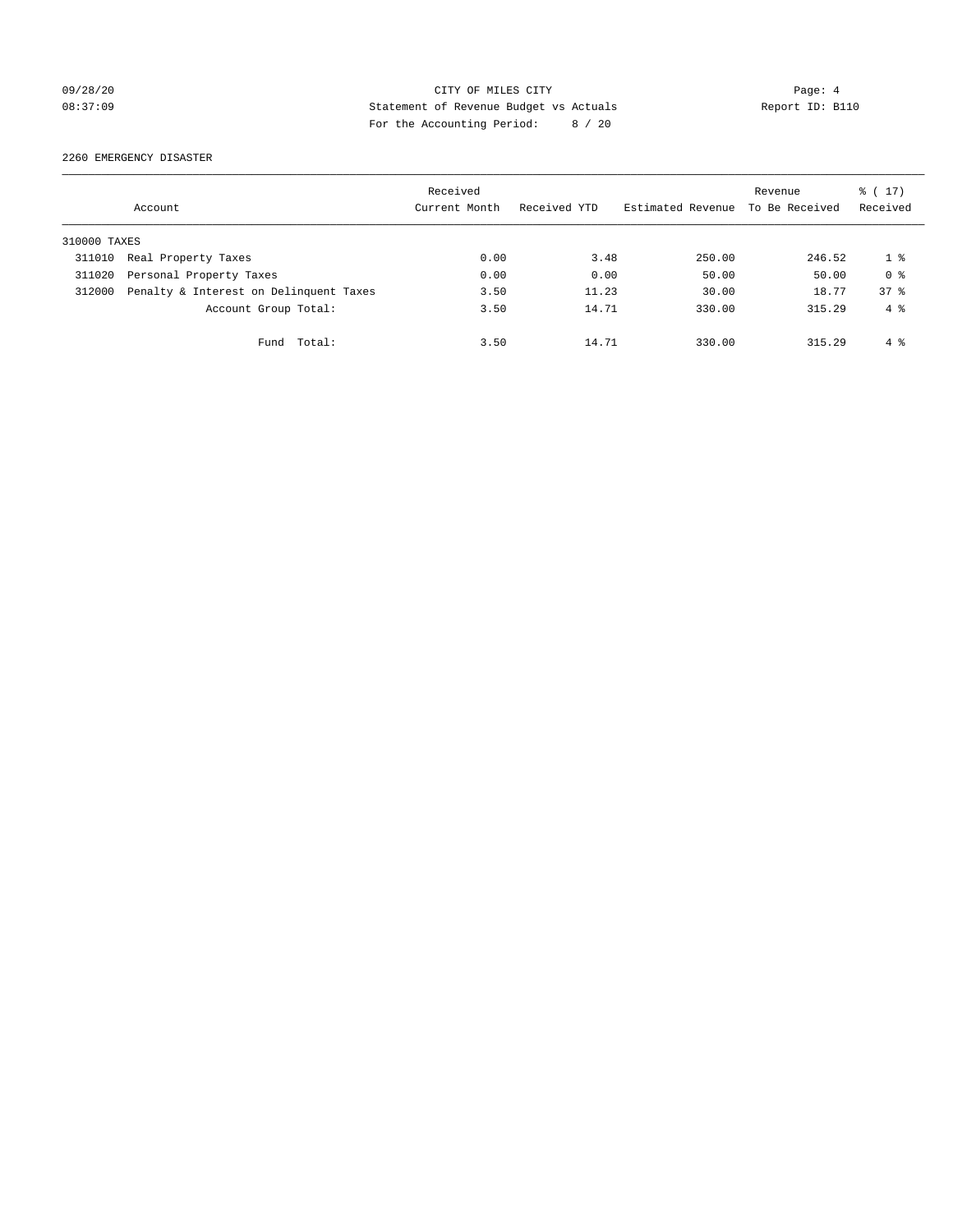CITY OF MILES CITY
Statement of Revenue Budget vs Actuals
For the Accounting Period: 8 / 20

2260 EMERGENCY DISASTER

| Account | | Received Current Month | Received YTD | Estimated Revenue | Revenue To Be Received | % ( 17) Received |
|---|---|---|---|---|---|---|
| 310000 TAXES | | | | | | |
| 311010 | Real Property Taxes | 0.00 | 3.48 | 250.00 | 246.52 | 1 % |
| 311020 | Personal Property Taxes | 0.00 | 0.00 | 50.00 | 50.00 | 0 % |
| 312000 | Penalty & Interest on Delinquent Taxes | 3.50 | 11.23 | 30.00 | 18.77 | 37 % |
| | Account Group Total: | 3.50 | 14.71 | 330.00 | 315.29 | 4 % |
| | Fund Total: | 3.50 | 14.71 | 330.00 | 315.29 | 4 % |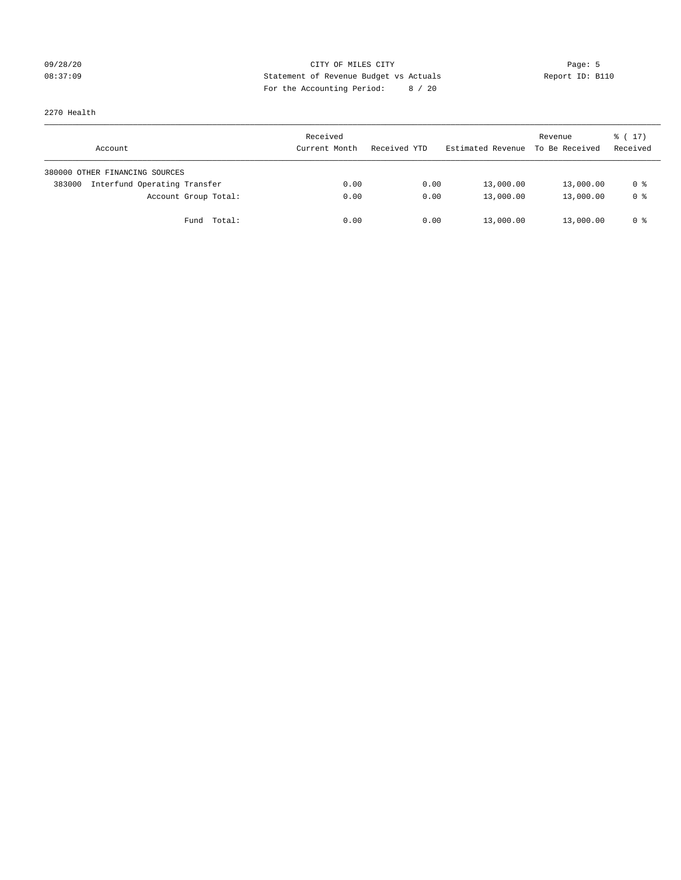CITY OF MILES CITY
Statement of Revenue Budget vs Actuals
For the Accounting Period: 8 / 20

09/28/20
08:37:09

Report ID: B110

2270 Health

| Account | Received Current Month | Received YTD | Estimated Revenue | Revenue To Be Received | % ( 17) Received |
|---|---|---|---|---|---|
| 380000 OTHER FINANCING SOURCES | | | | | |
| 383000 Interfund Operating Transfer | 0.00 | 0.00 | 13,000.00 | 13,000.00 | 0 % |
| Account Group Total: | 0.00 | 0.00 | 13,000.00 | 13,000.00 | 0 % |
| Fund Total: | 0.00 | 0.00 | 13,000.00 | 13,000.00 | 0 % |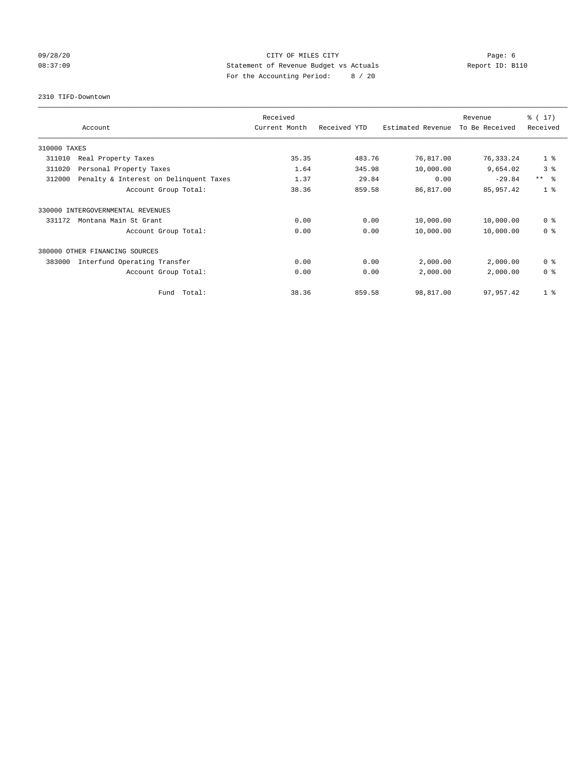CITY OF MILES CITY
Statement of Revenue Budget vs Actuals
For the Accounting Period: 8 / 20

09/28/20
08:37:09

Report ID: B110

2310 TIFD-Downtown

| Account | Received Current Month | Received YTD | Estimated Revenue | Revenue To Be Received | % ( 17) Received |
|---|---|---|---|---|---|
| 310000 TAXES | | | | | |
| 311010 Real Property Taxes | 35.35 | 483.76 | 76,817.00 | 76,333.24 | 1 % |
| 311020 Personal Property Taxes | 1.64 | 345.98 | 10,000.00 | 9,654.02 | 3 % |
| 312000 Penalty & Interest on Delinquent Taxes | 1.37 | 29.84 | 0.00 | -29.84 | ** % |
| Account Group Total: | 38.36 | 859.58 | 86,817.00 | 85,957.42 | 1 % |
| 330000 INTERGOVERNMENTAL REVENUES | | | | | |
| 331172 Montana Main St Grant | 0.00 | 0.00 | 10,000.00 | 10,000.00 | 0 % |
| Account Group Total: | 0.00 | 0.00 | 10,000.00 | 10,000.00 | 0 % |
| 380000 OTHER FINANCING SOURCES | | | | | |
| 383000 Interfund Operating Transfer | 0.00 | 0.00 | 2,000.00 | 2,000.00 | 0 % |
| Account Group Total: | 0.00 | 0.00 | 2,000.00 | 2,000.00 | 0 % |
| Fund Total: | 38.36 | 859.58 | 98,817.00 | 97,957.42 | 1 % |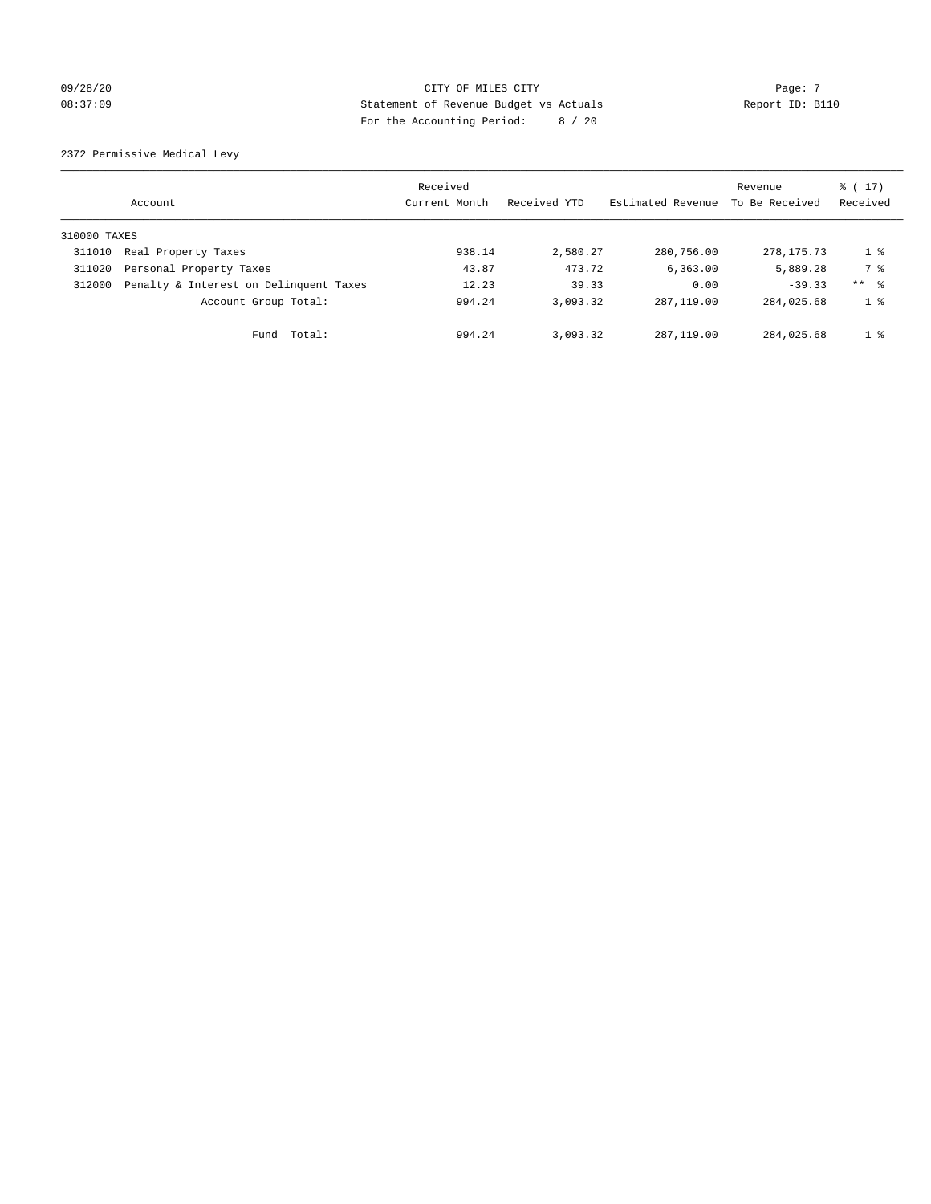CITY OF MILES CITY
Statement of Revenue Budget vs Actuals
For the Accounting Period: 8 / 20

09/28/20
08:37:09

Report ID: B110

2372 Permissive Medical Levy

| Account | Received Current Month | Received YTD | Estimated Revenue | Revenue To Be Received | % ( 17) Received |
|---|---|---|---|---|---|
| 310000 TAXES | | | | | |
| 311010 Real Property Taxes | 938.14 | 2,580.27 | 280,756.00 | 278,175.73 | 1 % |
| 311020 Personal Property Taxes | 43.87 | 473.72 | 6,363.00 | 5,889.28 | 7 % |
| 312000 Penalty & Interest on Delinquent Taxes | 12.23 | 39.33 | 0.00 | -39.33 | ** % |
| Account Group Total: | 994.24 | 3,093.32 | 287,119.00 | 284,025.68 | 1 % |
| Fund Total: | 994.24 | 3,093.32 | 287,119.00 | 284,025.68 | 1 % |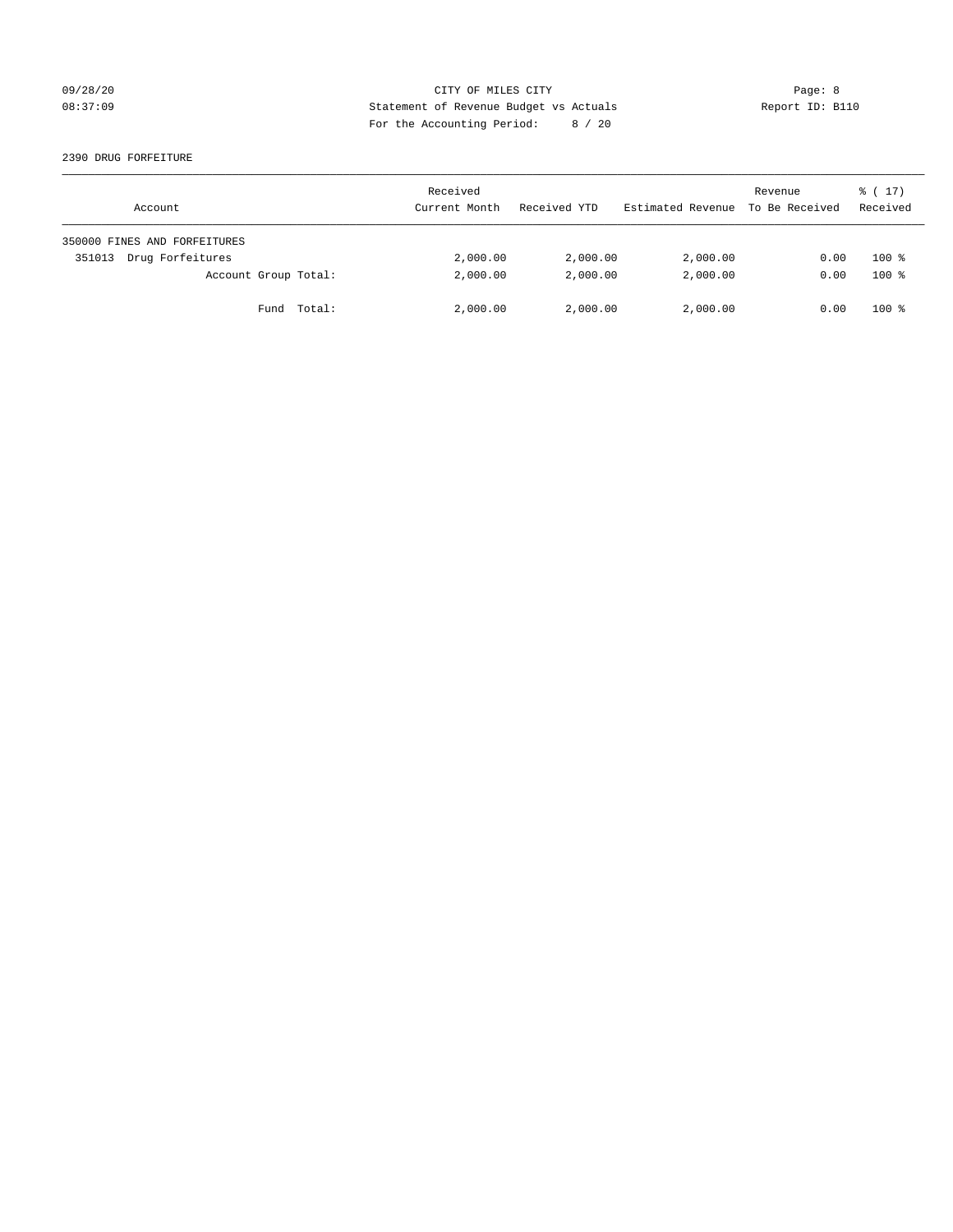CITY OF MILES CITY
Statement of Revenue Budget vs Actuals
For the Accounting Period: 8 / 20

09/28/20
08:37:09

Report ID: B110

2390 DRUG FORFEITURE

| Account | Received Current Month | Received YTD | Estimated Revenue | Revenue To Be Received | % ( 17) Received |
|---|---|---|---|---|---|
| 350000 FINES AND FORFEITURES | | | | | |
| 351013 Drug Forfeitures | 2,000.00 | 2,000.00 | 2,000.00 | 0.00 | 100 % |
| Account Group Total: | 2,000.00 | 2,000.00 | 2,000.00 | 0.00 | 100 % |
| Fund Total: | 2,000.00 | 2,000.00 | 2,000.00 | 0.00 | 100 % |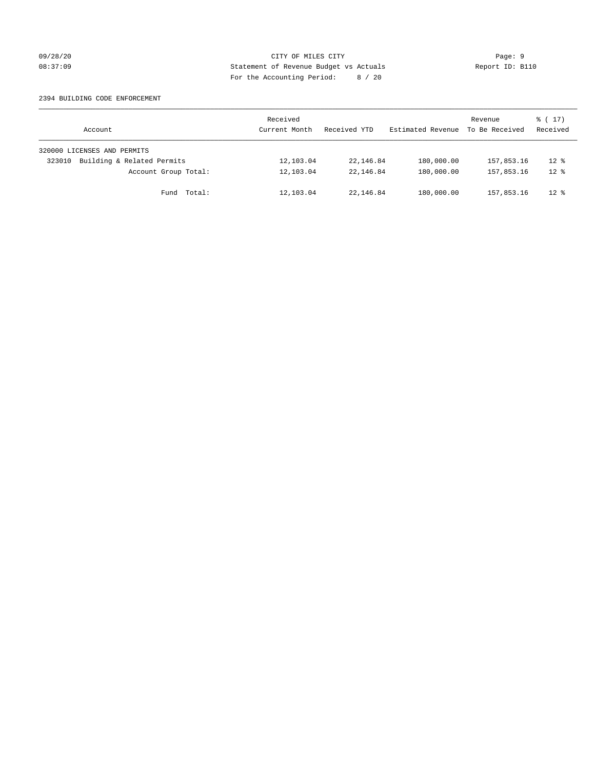CITY OF MILES CITY
Statement of Revenue Budget vs Actuals
For the Accounting Period: 8 / 20

09/28/20
08:37:09

Report ID: B110

2394 BUILDING CODE ENFORCEMENT

| Account | Received Current Month | Received YTD | Estimated Revenue | Revenue To Be Received | % ( 17) Received |
|---|---|---|---|---|---|
| 320000 LICENSES AND PERMITS | | | | | |
| 323010 Building & Related Permits | 12,103.04 | 22,146.84 | 180,000.00 | 157,853.16 | 12 % |
| Account Group Total: | 12,103.04 | 22,146.84 | 180,000.00 | 157,853.16 | 12 % |
| Fund Total: | 12,103.04 | 22,146.84 | 180,000.00 | 157,853.16 | 12 % |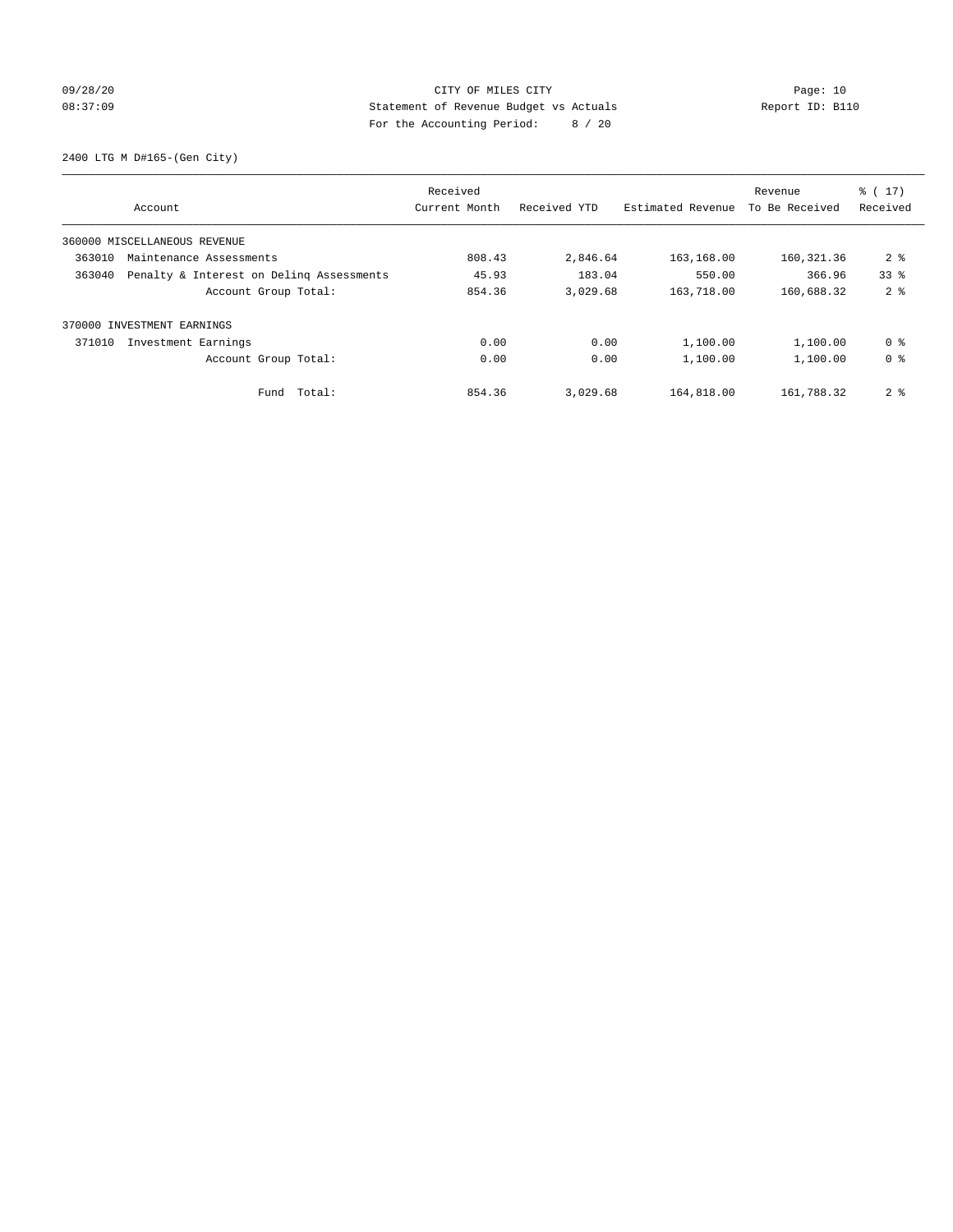CITY OF MILES CITY
Statement of Revenue Budget vs Actuals
For the Accounting Period: 8 / 20

09/28/20
08:37:09

Report ID: B110

2400 LTG M D#165-(Gen City)

| Account | Received Current Month | Received YTD | Estimated Revenue | Revenue To Be Received | % ( 17) Received |
|---|---|---|---|---|---|
| 360000 MISCELLANEOUS REVENUE | | | | | |
| 363010 Maintenance Assessments | 808.43 | 2,846.64 | 163,168.00 | 160,321.36 | 2 % |
| 363040 Penalty & Interest on Delinq Assessments | 45.93 | 183.04 | 550.00 | 366.96 | 33 % |
| Account Group Total: | 854.36 | 3,029.68 | 163,718.00 | 160,688.32 | 2 % |
| 370000 INVESTMENT EARNINGS | | | | | |
| 371010 Investment Earnings | 0.00 | 0.00 | 1,100.00 | 1,100.00 | 0 % |
| Account Group Total: | 0.00 | 0.00 | 1,100.00 | 1,100.00 | 0 % |
| Fund Total: | 854.36 | 3,029.68 | 164,818.00 | 161,788.32 | 2 % |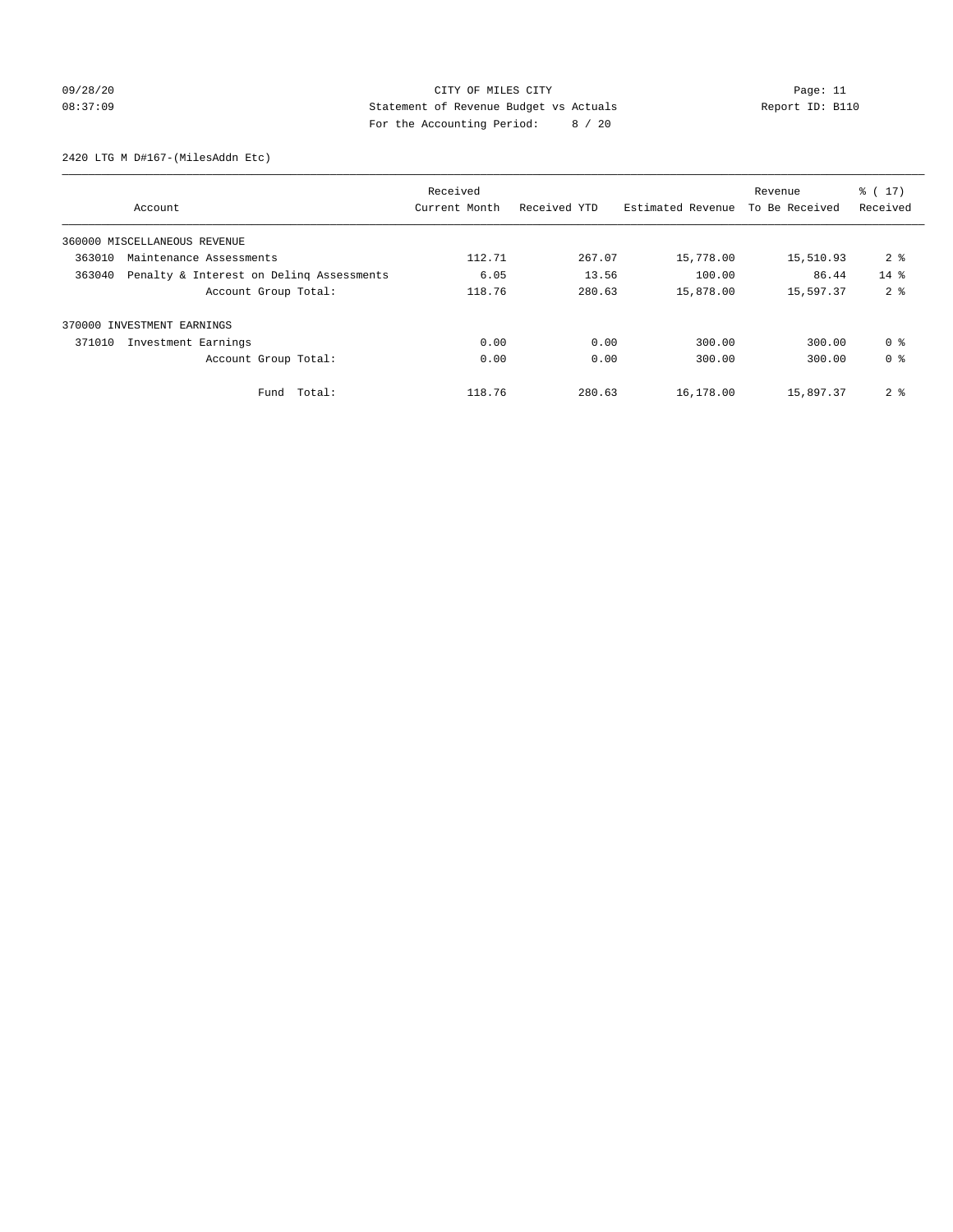CITY OF MILES CITY
Statement of Revenue Budget vs Actuals
For the Accounting Period: 8 / 20

09/28/20
08:37:09

Report ID: B110

2420 LTG M D#167-(MilesAddn Etc)

| Account | Received Current Month | Received YTD | Estimated Revenue | Revenue To Be Received | % ( 17) Received |
|---|---|---|---|---|---|
| 360000 MISCELLANEOUS REVENUE | | | | | |
| 363010 Maintenance Assessments | 112.71 | 267.07 | 15,778.00 | 15,510.93 | 2 % |
| 363040 Penalty & Interest on Delinq Assessments | 6.05 | 13.56 | 100.00 | 86.44 | 14 % |
| Account Group Total: | 118.76 | 280.63 | 15,878.00 | 15,597.37 | 2 % |
| 370000 INVESTMENT EARNINGS | | | | | |
| 371010 Investment Earnings | 0.00 | 0.00 | 300.00 | 300.00 | 0 % |
| Account Group Total: | 0.00 | 0.00 | 300.00 | 300.00 | 0 % |
| Fund Total: | 118.76 | 280.63 | 16,178.00 | 15,897.37 | 2 % |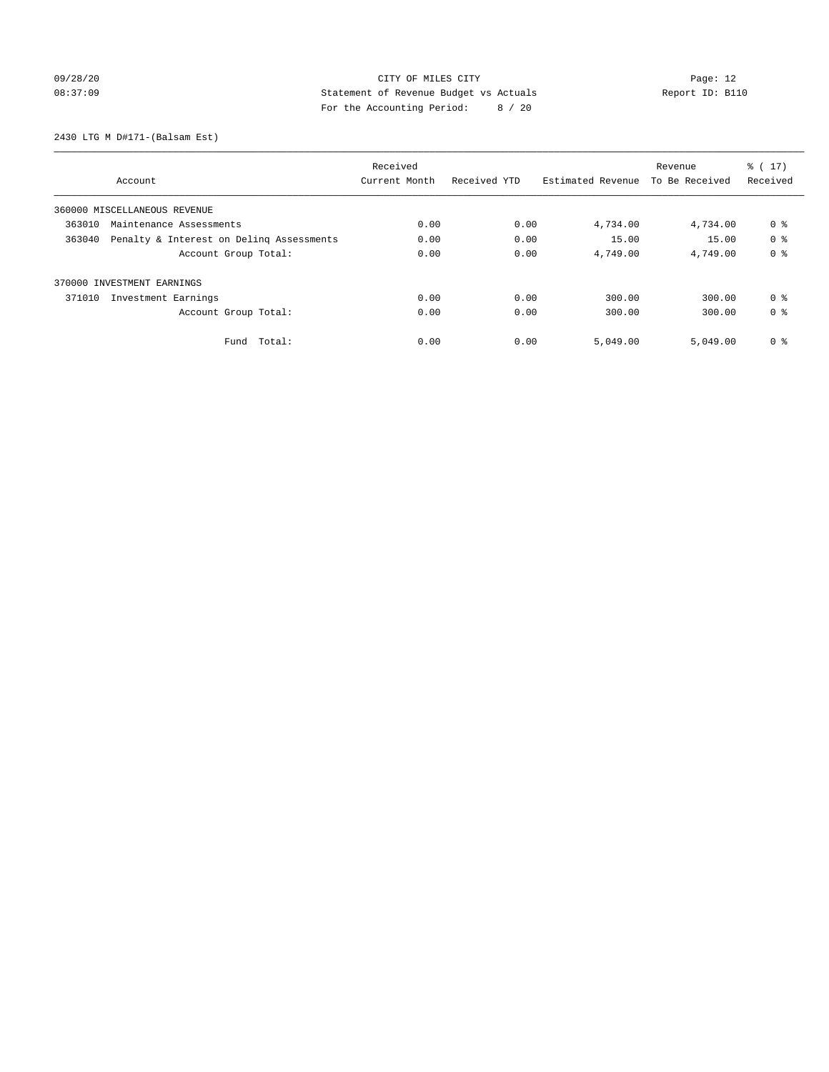CITY OF MILES CITY
Statement of Revenue Budget vs Actuals
For the Accounting Period: 8 / 20

09/28/20
08:37:09

Report ID: B110

2430 LTG M D#171-(Balsam Est)

| Account | Received Current Month | Received YTD | Estimated Revenue | Revenue To Be Received | % ( 17) Received |
|---|---|---|---|---|---|
| 360000 MISCELLANEOUS REVENUE | | | | | |
| 363010 Maintenance Assessments | 0.00 | 0.00 | 4,734.00 | 4,734.00 | 0 % |
| 363040 Penalty & Interest on Delinq Assessments | 0.00 | 0.00 | 15.00 | 15.00 | 0 % |
| Account Group Total: | 0.00 | 0.00 | 4,749.00 | 4,749.00 | 0 % |
| 370000 INVESTMENT EARNINGS | | | | | |
| 371010 Investment Earnings | 0.00 | 0.00 | 300.00 | 300.00 | 0 % |
| Account Group Total: | 0.00 | 0.00 | 300.00 | 300.00 | 0 % |
| Fund Total: | 0.00 | 0.00 | 5,049.00 | 5,049.00 | 0 % |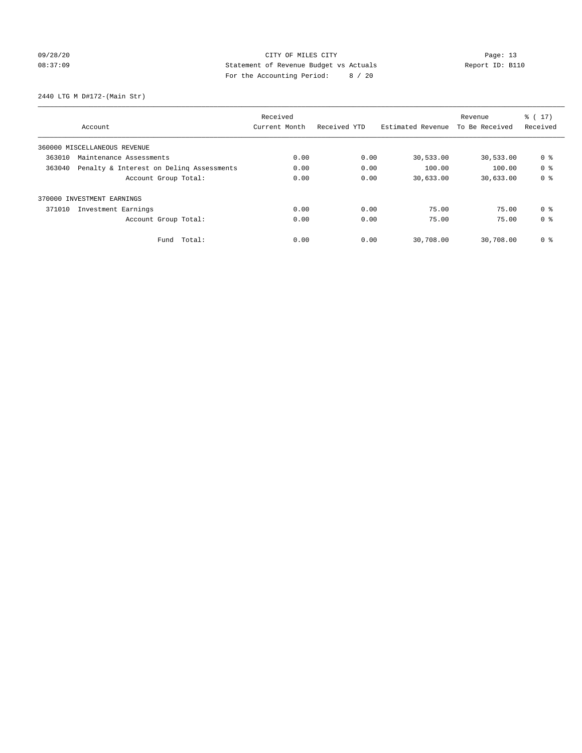CITY OF MILES CITY

Statement of Revenue Budget vs Actuals

For the Accounting Period: 8 / 20

2440 LTG M D#172-(Main Str)

| Account | Received Current Month | Received YTD | Estimated Revenue | Revenue To Be Received | % ( 17) Received |
|---|---|---|---|---|---|
| 360000 MISCELLANEOUS REVENUE | | | | | |
| 363010 Maintenance Assessments | 0.00 | 0.00 | 30,533.00 | 30,533.00 | 0 % |
| 363040 Penalty & Interest on Delinq Assessments | 0.00 | 0.00 | 100.00 | 100.00 | 0 % |
| Account Group Total: | 0.00 | 0.00 | 30,633.00 | 30,633.00 | 0 % |
| 370000 INVESTMENT EARNINGS | | | | | |
| 371010 Investment Earnings | 0.00 | 0.00 | 75.00 | 75.00 | 0 % |
| Account Group Total: | 0.00 | 0.00 | 75.00 | 75.00 | 0 % |
| Fund Total: | 0.00 | 0.00 | 30,708.00 | 30,708.00 | 0 % |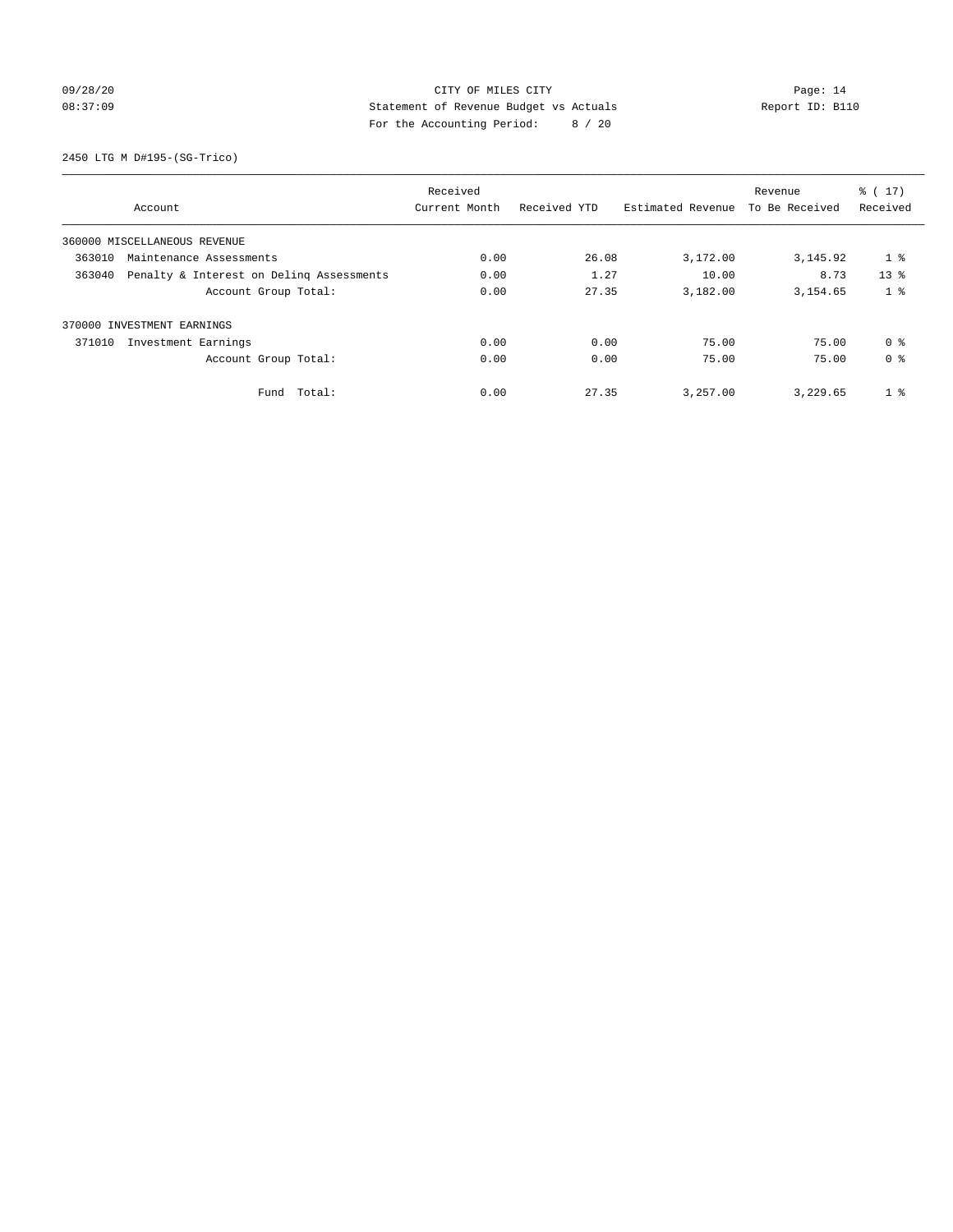CITY OF MILES CITY
Statement of Revenue Budget vs Actuals
For the Accounting Period: 8 / 20

09/28/20
08:37:09

Report ID: B110

2450 LTG M D#195-(SG-Trico)

| Account | Received Current Month | Received YTD | Estimated Revenue | Revenue To Be Received | % ( 17) Received |
|---|---|---|---|---|---|
| 360000 MISCELLANEOUS REVENUE | | | | | |
| 363010 Maintenance Assessments | 0.00 | 26.08 | 3,172.00 | 3,145.92 | 1 % |
| 363040 Penalty & Interest on Delinq Assessments | 0.00 | 1.27 | 10.00 | 8.73 | 13 % |
| Account Group Total: | 0.00 | 27.35 | 3,182.00 | 3,154.65 | 1 % |
| 370000 INVESTMENT EARNINGS | | | | | |
| 371010 Investment Earnings | 0.00 | 0.00 | 75.00 | 75.00 | 0 % |
| Account Group Total: | 0.00 | 0.00 | 75.00 | 75.00 | 0 % |
| Fund Total: | 0.00 | 27.35 | 3,257.00 | 3,229.65 | 1 % |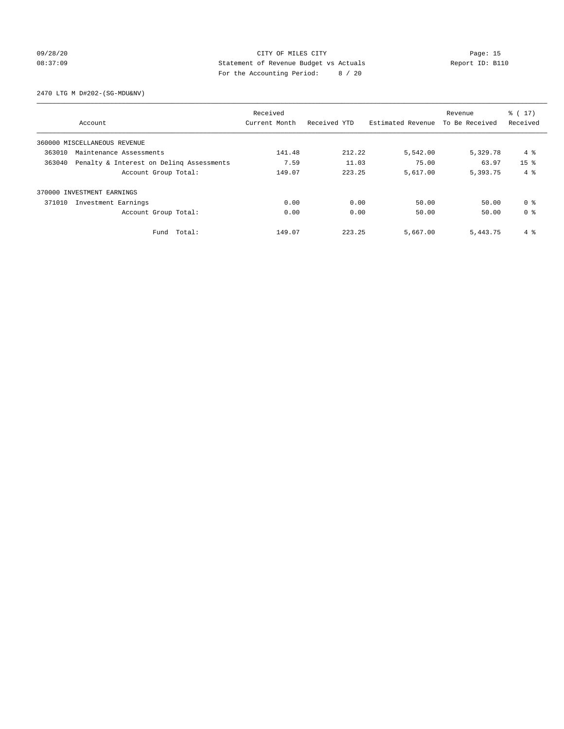CITY OF MILES CITY

Statement of Revenue Budget vs Actuals

For the Accounting Period: 8 / 20

09/28/20 08:37:09 — Report ID: B110

2470 LTG M D#202-(SG-MDU&NV)

| Account | Received Current Month | Received YTD | Estimated Revenue | Revenue To Be Received | % ( 17) Received |
|---|---|---|---|---|---|
| 360000 MISCELLANEOUS REVENUE | | | | | |
| 363010 Maintenance Assessments | 141.48 | 212.22 | 5,542.00 | 5,329.78 | 4 % |
| 363040 Penalty & Interest on Delinq Assessments | 7.59 | 11.03 | 75.00 | 63.97 | 15 % |
| Account Group Total: | 149.07 | 223.25 | 5,617.00 | 5,393.75 | 4 % |
| 370000 INVESTMENT EARNINGS | | | | | |
| 371010 Investment Earnings | 0.00 | 0.00 | 50.00 | 50.00 | 0 % |
| Account Group Total: | 0.00 | 0.00 | 50.00 | 50.00 | 0 % |
| Fund Total: | 149.07 | 223.25 | 5,667.00 | 5,443.75 | 4 % |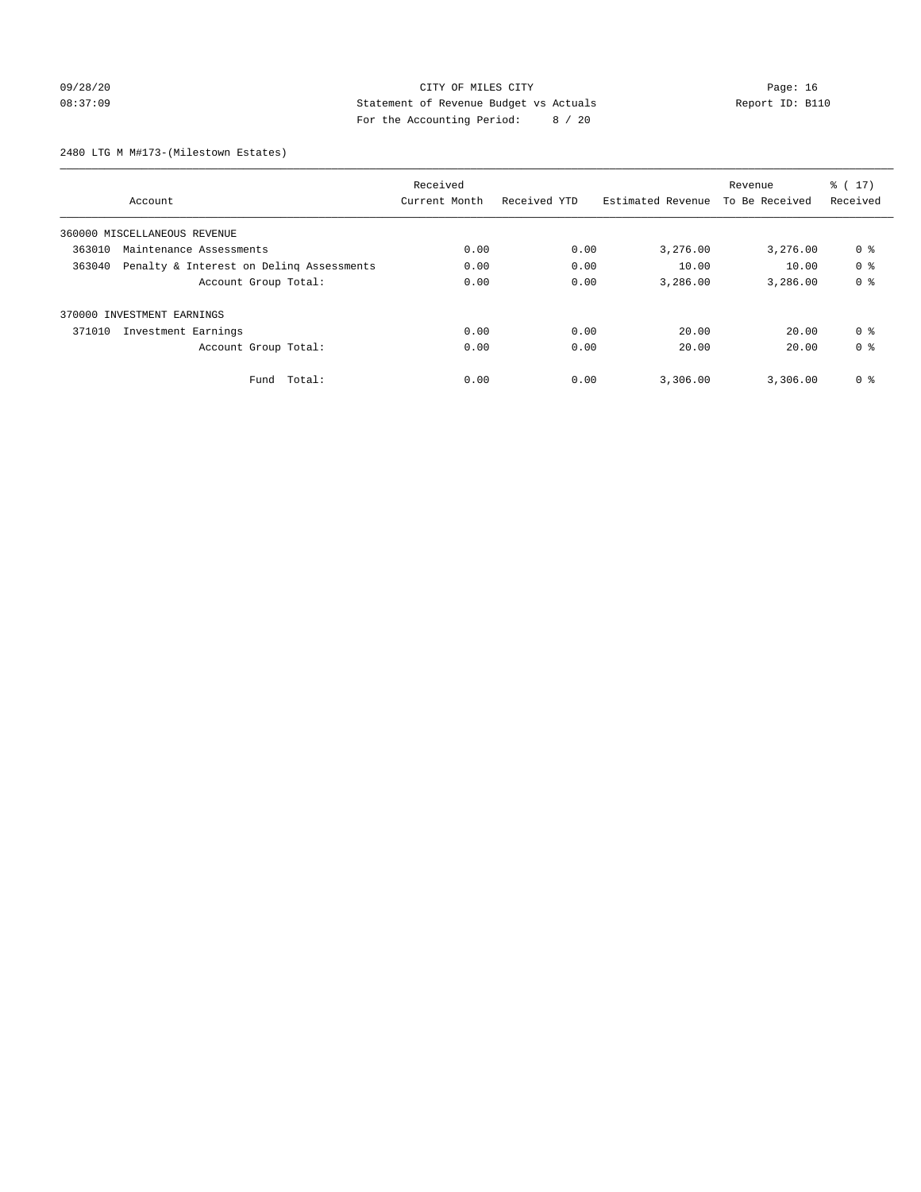CITY OF MILES CITY
Statement of Revenue Budget vs Actuals
For the Accounting Period: 8 / 20

09/28/20
08:37:09

Report ID: B110

2480 LTG M M#173-(Milestown Estates)

| Account | Received Current Month | Received YTD | Estimated Revenue | Revenue To Be Received | % ( 17) Received |
|---|---|---|---|---|---|
| 360000 MISCELLANEOUS REVENUE | | | | | |
| 363010 Maintenance Assessments | 0.00 | 0.00 | 3,276.00 | 3,276.00 | 0 % |
| 363040 Penalty & Interest on Delinq Assessments | 0.00 | 0.00 | 10.00 | 10.00 | 0 % |
| Account Group Total: | 0.00 | 0.00 | 3,286.00 | 3,286.00 | 0 % |
| 370000 INVESTMENT EARNINGS | | | | | |
| 371010 Investment Earnings | 0.00 | 0.00 | 20.00 | 20.00 | 0 % |
| Account Group Total: | 0.00 | 0.00 | 20.00 | 20.00 | 0 % |
| Fund Total: | 0.00 | 0.00 | 3,306.00 | 3,306.00 | 0 % |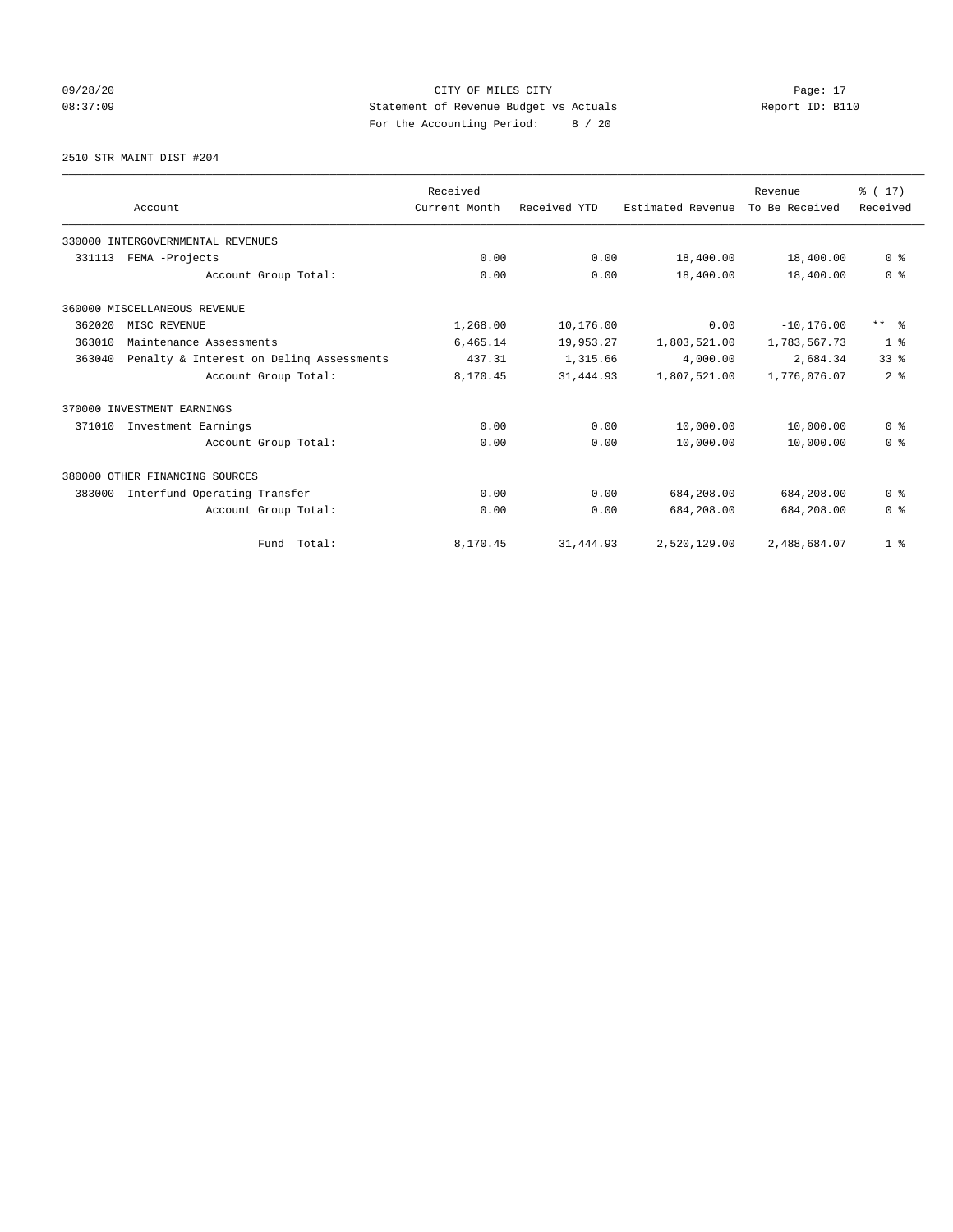CITY OF MILES CITY
Statement of Revenue Budget vs Actuals
For the Accounting Period: 8 / 20

09/28/20
08:37:09

Report ID: B110

2510 STR MAINT DIST #204

| Account | Received Current Month | Received YTD | Estimated Revenue | Revenue To Be Received | % ( 17) Received |
|---|---|---|---|---|---|
| 330000 INTERGOVERNMENTAL REVENUES | | | | | |
| 331113 FEMA -Projects | 0.00 | 0.00 | 18,400.00 | 18,400.00 | 0 % |
| Account Group Total: | 0.00 | 0.00 | 18,400.00 | 18,400.00 | 0 % |
| 360000 MISCELLANEOUS REVENUE | | | | | |
| 362020 MISC REVENUE | 1,268.00 | 10,176.00 | 0.00 | -10,176.00 | ** % |
| 363010 Maintenance Assessments | 6,465.14 | 19,953.27 | 1,803,521.00 | 1,783,567.73 | 1 % |
| 363040 Penalty & Interest on Delinq Assessments | 437.31 | 1,315.66 | 4,000.00 | 2,684.34 | 33 % |
| Account Group Total: | 8,170.45 | 31,444.93 | 1,807,521.00 | 1,776,076.07 | 2 % |
| 370000 INVESTMENT EARNINGS | | | | | |
| 371010 Investment Earnings | 0.00 | 0.00 | 10,000.00 | 10,000.00 | 0 % |
| Account Group Total: | 0.00 | 0.00 | 10,000.00 | 10,000.00 | 0 % |
| 380000 OTHER FINANCING SOURCES | | | | | |
| 383000 Interfund Operating Transfer | 0.00 | 0.00 | 684,208.00 | 684,208.00 | 0 % |
| Account Group Total: | 0.00 | 0.00 | 684,208.00 | 684,208.00 | 0 % |
| Fund Total: | 8,170.45 | 31,444.93 | 2,520,129.00 | 2,488,684.07 | 1 % |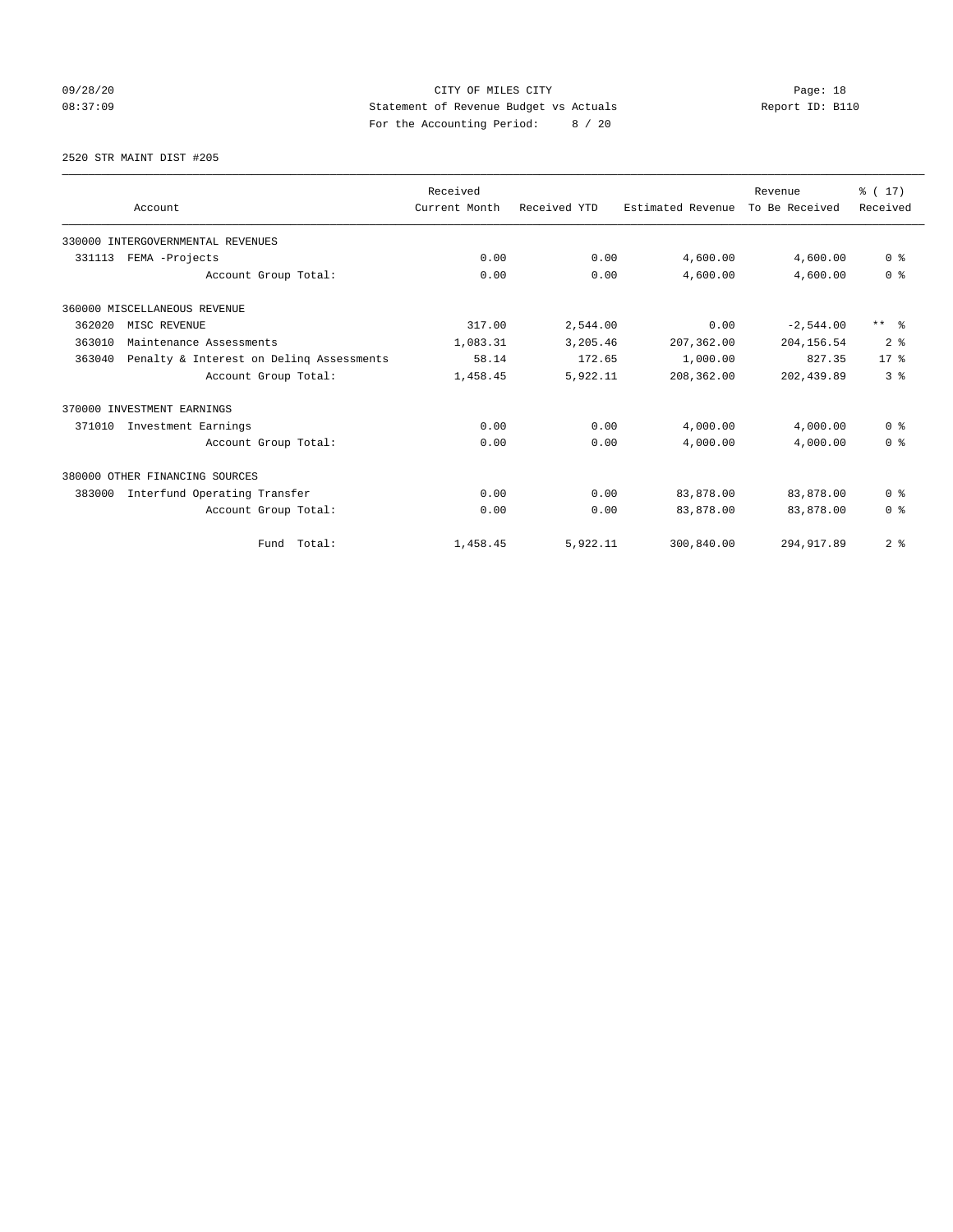CITY OF MILES CITY
Statement of Revenue Budget vs Actuals
For the Accounting Period: 8 / 20

09/28/20
08:37:09

Page: 18
Report ID: B110

2520 STR MAINT DIST #205

| Account | Received Current Month | Received YTD | Estimated Revenue | Revenue To Be Received | % ( 17) Received |
|---|---|---|---|---|---|
| 330000 INTERGOVERNMENTAL REVENUES | | | | | |
| 331113 FEMA -Projects | 0.00 | 0.00 | 4,600.00 | 4,600.00 | 0 % |
| Account Group Total: | 0.00 | 0.00 | 4,600.00 | 4,600.00 | 0 % |
| 360000 MISCELLANEOUS REVENUE | | | | | |
| 362020 MISC REVENUE | 317.00 | 2,544.00 | 0.00 | -2,544.00 | ** % |
| 363010 Maintenance Assessments | 1,083.31 | 3,205.46 | 207,362.00 | 204,156.54 | 2 % |
| 363040 Penalty & Interest on Delinq Assessments | 58.14 | 172.65 | 1,000.00 | 827.35 | 17 % |
| Account Group Total: | 1,458.45 | 5,922.11 | 208,362.00 | 202,439.89 | 3 % |
| 370000 INVESTMENT EARNINGS | | | | | |
| 371010 Investment Earnings | 0.00 | 0.00 | 4,000.00 | 4,000.00 | 0 % |
| Account Group Total: | 0.00 | 0.00 | 4,000.00 | 4,000.00 | 0 % |
| 380000 OTHER FINANCING SOURCES | | | | | |
| 383000 Interfund Operating Transfer | 0.00 | 0.00 | 83,878.00 | 83,878.00 | 0 % |
| Account Group Total: | 0.00 | 0.00 | 83,878.00 | 83,878.00 | 0 % |
| Fund Total: | 1,458.45 | 5,922.11 | 300,840.00 | 294,917.89 | 2 % |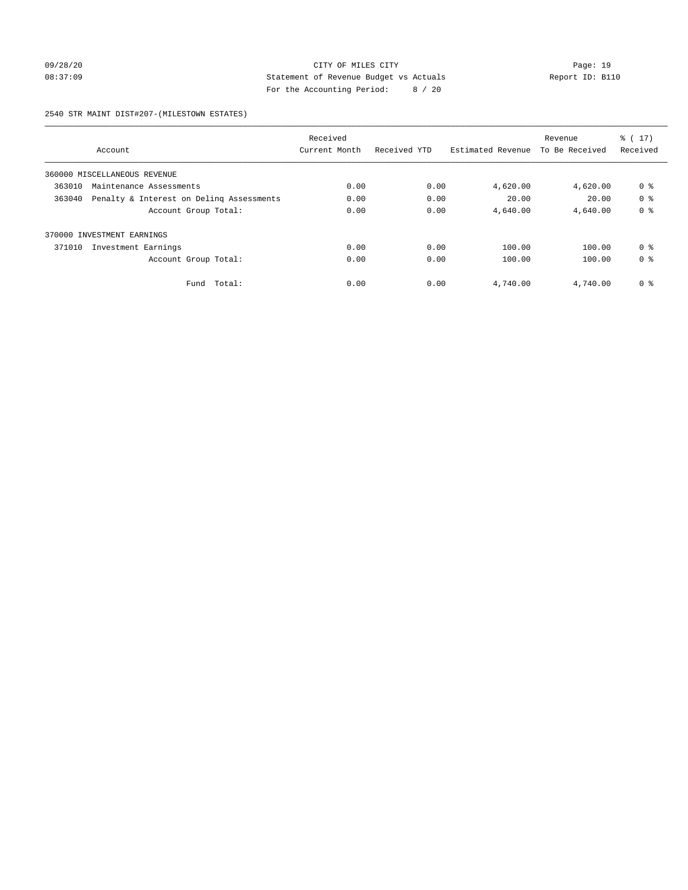CITY OF MILES CITY
Statement of Revenue Budget vs Actuals
For the Accounting Period: 8 / 20

2540 STR MAINT DIST#207-(MILESTOWN ESTATES)

| Account | Received Current Month | Received YTD | Estimated Revenue | Revenue To Be Received | % ( 17) Received |
|---|---|---|---|---|---|
| 360000 MISCELLANEOUS REVENUE | | | | | |
| 363010 Maintenance Assessments | 0.00 | 0.00 | 4,620.00 | 4,620.00 | 0 % |
| 363040 Penalty & Interest on Delinq Assessments | 0.00 | 0.00 | 20.00 | 20.00 | 0 % |
| Account Group Total: | 0.00 | 0.00 | 4,640.00 | 4,640.00 | 0 % |
| 370000 INVESTMENT EARNINGS | | | | | |
| 371010 Investment Earnings | 0.00 | 0.00 | 100.00 | 100.00 | 0 % |
| Account Group Total: | 0.00 | 0.00 | 100.00 | 100.00 | 0 % |
| Fund Total: | 0.00 | 0.00 | 4,740.00 | 4,740.00 | 0 % |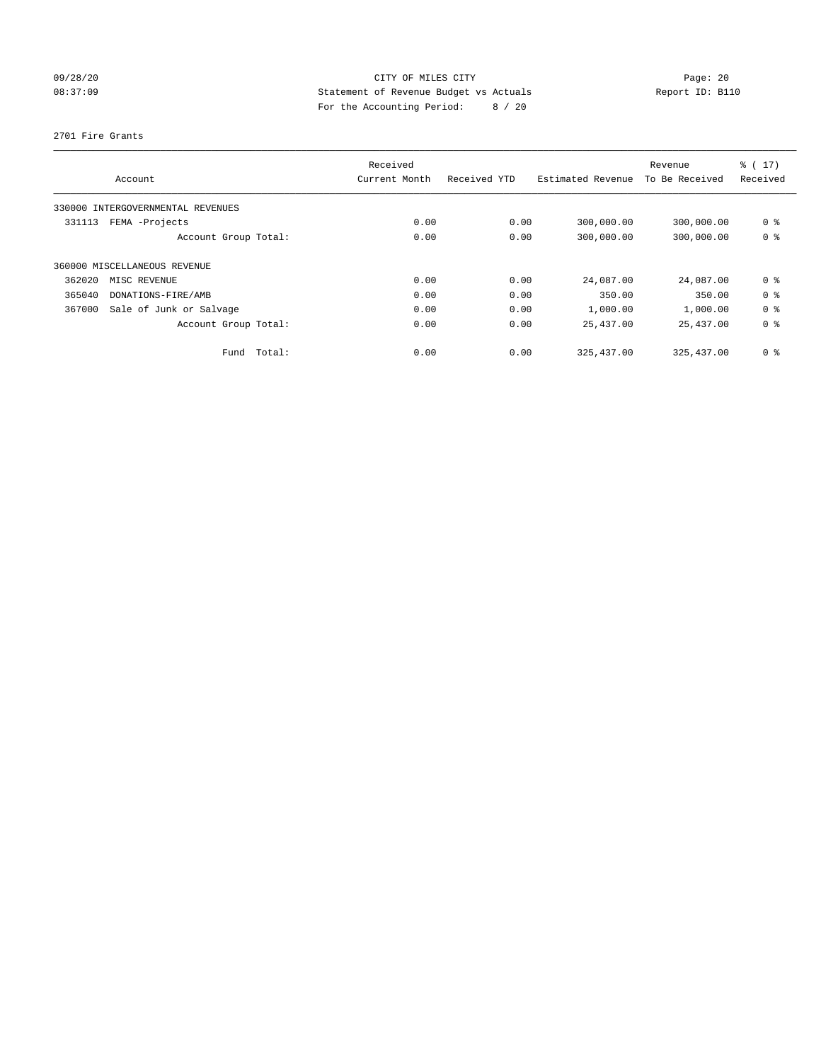CITY OF MILES CITY
Statement of Revenue Budget vs Actuals
For the Accounting Period: 8 / 20

09/28/20
08:37:09

Report ID: B110

2701 Fire Grants

| Account | Received Current Month | Received YTD | Estimated Revenue | Revenue To Be Received | % ( 17) Received |
|---|---|---|---|---|---|
| 330000 INTERGOVERNMENTAL REVENUES | | | | | |
| 331113 FEMA -Projects | 0.00 | 0.00 | 300,000.00 | 300,000.00 | 0 % |
| Account Group Total: | 0.00 | 0.00 | 300,000.00 | 300,000.00 | 0 % |
| 360000 MISCELLANEOUS REVENUE | | | | | |
| 362020 MISC REVENUE | 0.00 | 0.00 | 24,087.00 | 24,087.00 | 0 % |
| 365040 DONATIONS-FIRE/AMB | 0.00 | 0.00 | 350.00 | 350.00 | 0 % |
| 367000 Sale of Junk or Salvage | 0.00 | 0.00 | 1,000.00 | 1,000.00 | 0 % |
| Account Group Total: | 0.00 | 0.00 | 25,437.00 | 25,437.00 | 0 % |
| Fund Total: | 0.00 | 0.00 | 325,437.00 | 325,437.00 | 0 % |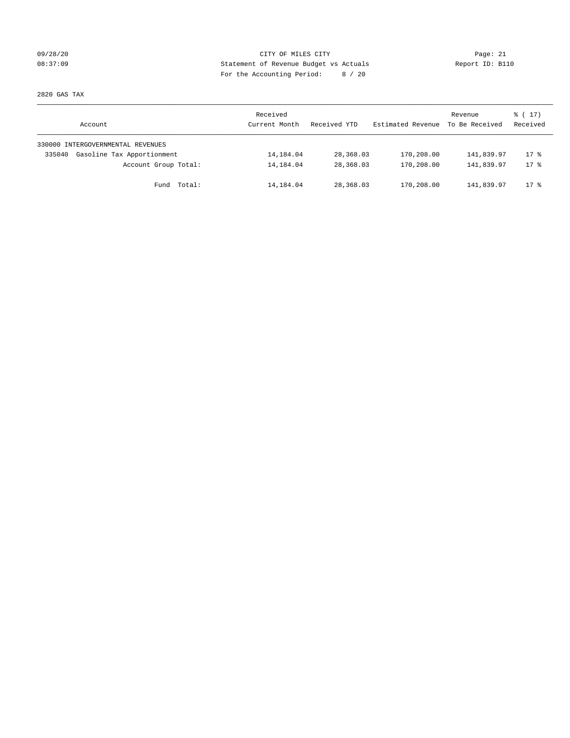CITY OF MILES CITY

Statement of Revenue Budget vs Actuals

For the Accounting Period: 8 / 20

09/28/20
08:37:09

Report ID: B110

2820 GAS TAX

| Account | Received Current Month | Received YTD | Estimated Revenue | Revenue To Be Received | % ( 17) Received |
|---|---|---|---|---|---|
| 330000 INTERGOVERNMENTAL REVENUES | | | | | |
| 335040 Gasoline Tax Apportionment | 14,184.04 | 28,368.03 | 170,208.00 | 141,839.97 | 17 % |
| Account Group Total: | 14,184.04 | 28,368.03 | 170,208.00 | 141,839.97 | 17 % |
| Fund Total: | 14,184.04 | 28,368.03 | 170,208.00 | 141,839.97 | 17 % |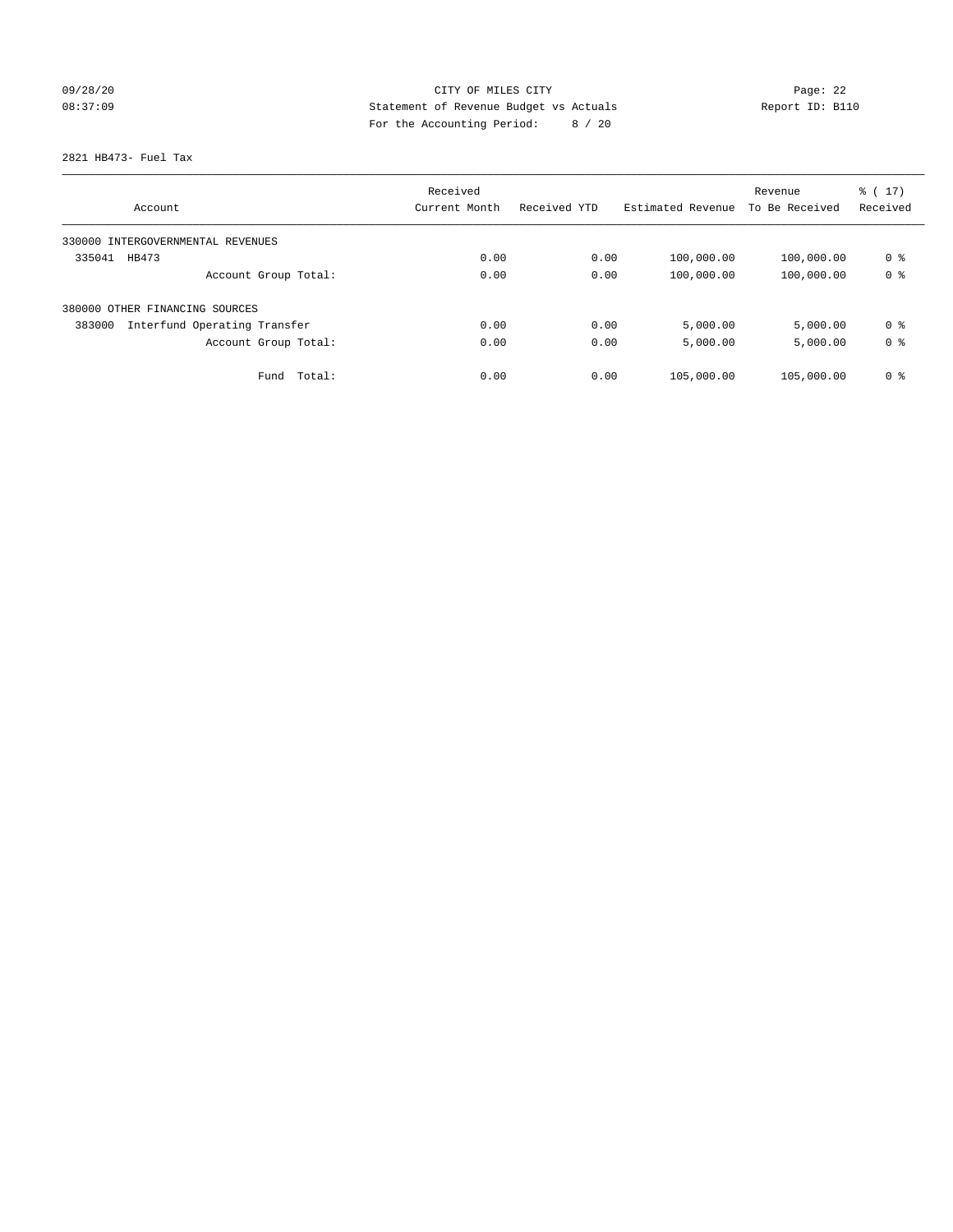CITY OF MILES CITY
Statement of Revenue Budget vs Actuals
For the Accounting Period: 8 / 20

09/28/20
08:37:09

Report ID: B110

2821 HB473- Fuel Tax

| Account | Received Current Month | Received YTD | Estimated Revenue | Revenue To Be Received | % ( 17) Received |
|---|---|---|---|---|---|
| 330000 INTERGOVERNMENTAL REVENUES | | | | | |
| 335041 HB473 | 0.00 | 0.00 | 100,000.00 | 100,000.00 | 0 % |
| Account Group Total: | 0.00 | 0.00 | 100,000.00 | 100,000.00 | 0 % |
| 380000 OTHER FINANCING SOURCES | | | | | |
| 383000 Interfund Operating Transfer | 0.00 | 0.00 | 5,000.00 | 5,000.00 | 0 % |
| Account Group Total: | 0.00 | 0.00 | 5,000.00 | 5,000.00 | 0 % |
| Fund Total: | 0.00 | 0.00 | 105,000.00 | 105,000.00 | 0 % |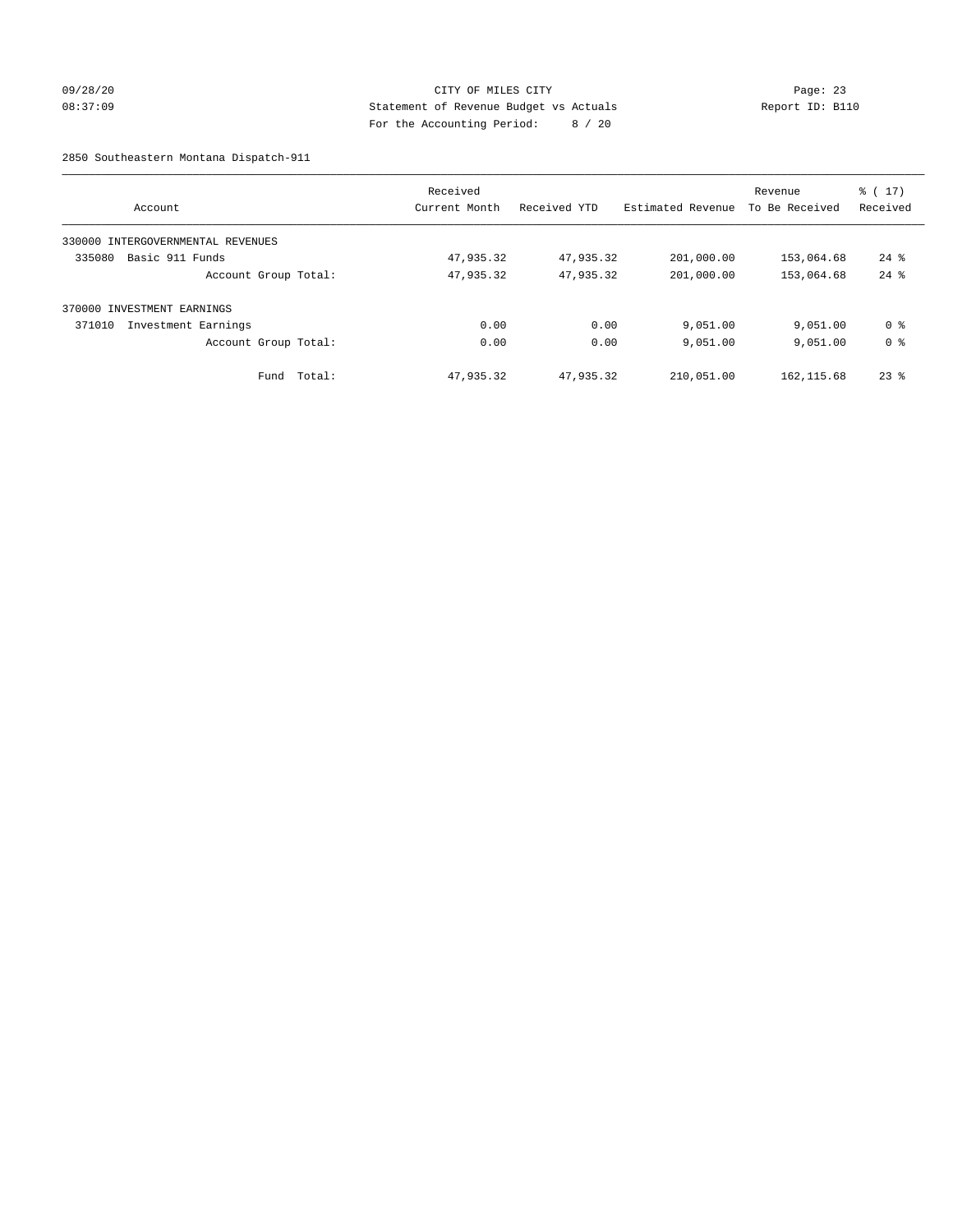CITY OF MILES CITY
Statement of Revenue Budget vs Actuals
For the Accounting Period: 8 / 20

09/28/20 08:37:09 — Report ID: B110

2850 Southeastern Montana Dispatch-911

| Account | Received Current Month | Received YTD | Estimated Revenue | Revenue To Be Received | % ( 17) Received |
|---|---|---|---|---|---|
| 330000 INTERGOVERNMENTAL REVENUES | | | | | |
| 335080 Basic 911 Funds | 47,935.32 | 47,935.32 | 201,000.00 | 153,064.68 | 24 % |
| Account Group Total: | 47,935.32 | 47,935.32 | 201,000.00 | 153,064.68 | 24 % |
| 370000 INVESTMENT EARNINGS | | | | | |
| 371010 Investment Earnings | 0.00 | 0.00 | 9,051.00 | 9,051.00 | 0 % |
| Account Group Total: | 0.00 | 0.00 | 9,051.00 | 9,051.00 | 0 % |
| Fund Total: | 47,935.32 | 47,935.32 | 210,051.00 | 162,115.68 | 23 % |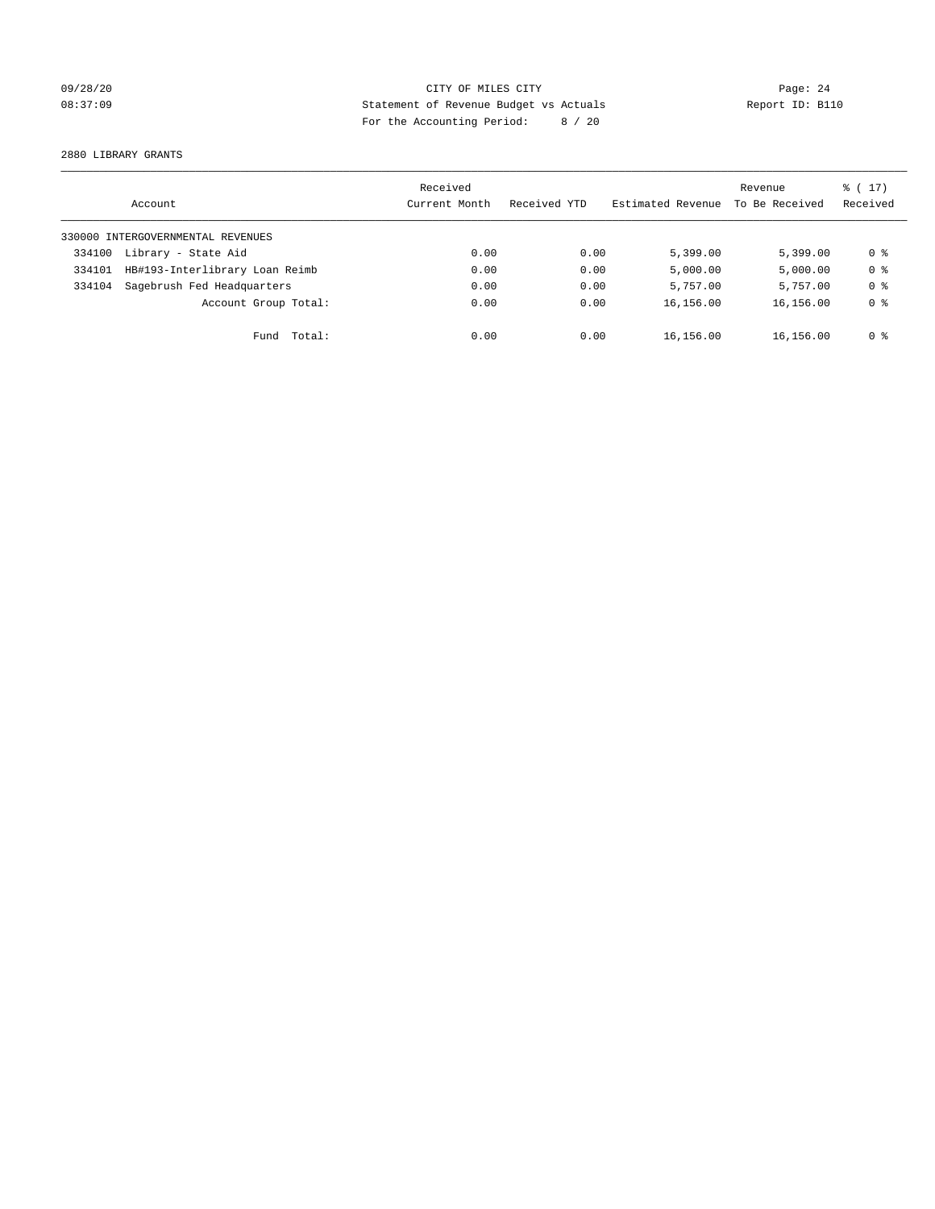CITY OF MILES CITY
Statement of Revenue Budget vs Actuals
For the Accounting Period: 8 / 20

09/28/20
08:37:09

Report ID: B110

2880 LIBRARY GRANTS

| Account | Received Current Month | Received YTD | Estimated Revenue | Revenue To Be Received | % ( 17) Received |
|---|---|---|---|---|---|
| 330000 INTERGOVERNMENTAL REVENUES | | | | | |
| 334100 Library - State Aid | 0.00 | 0.00 | 5,399.00 | 5,399.00 | 0 % |
| 334101 HB#193-Interlibrary Loan Reimb | 0.00 | 0.00 | 5,000.00 | 5,000.00 | 0 % |
| 334104 Sagebrush Fed Headquarters | 0.00 | 0.00 | 5,757.00 | 5,757.00 | 0 % |
| Account Group Total: | 0.00 | 0.00 | 16,156.00 | 16,156.00 | 0 % |
| Fund Total: | 0.00 | 0.00 | 16,156.00 | 16,156.00 | 0 % |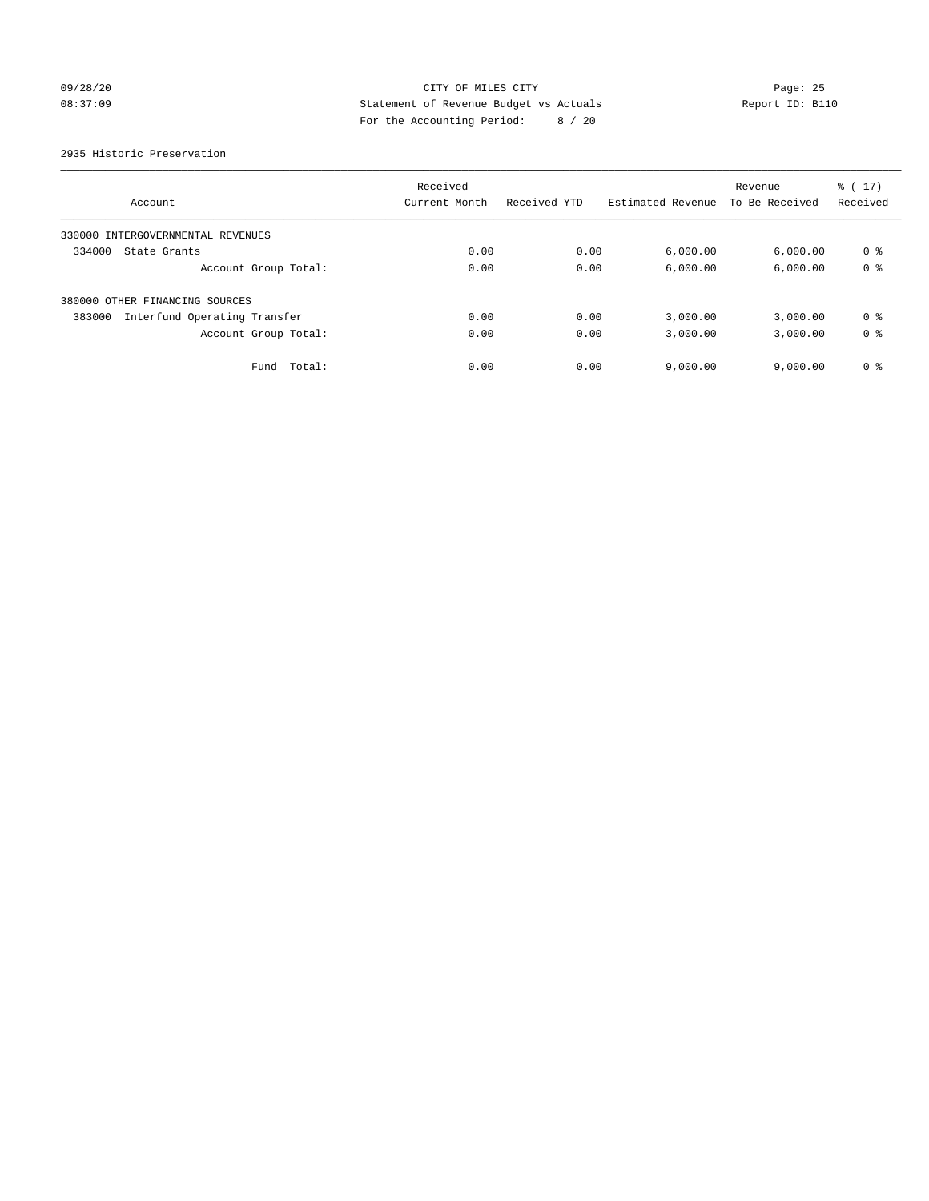CITY OF MILES CITY

Statement of Revenue Budget vs Actuals

For the Accounting Period: 8 / 20

09/28/20 08:37:09 Report ID: B110

2935 Historic Preservation

| Account | Received Current Month | Received YTD | Estimated Revenue | Revenue To Be Received | % ( 17) Received |
|---|---|---|---|---|---|
| 330000 INTERGOVERNMENTAL REVENUES | | | | | |
| 334000 State Grants | 0.00 | 0.00 | 6,000.00 | 6,000.00 | 0 % |
| Account Group Total: | 0.00 | 0.00 | 6,000.00 | 6,000.00 | 0 % |
| 380000 OTHER FINANCING SOURCES | | | | | |
| 383000 Interfund Operating Transfer | 0.00 | 0.00 | 3,000.00 | 3,000.00 | 0 % |
| Account Group Total: | 0.00 | 0.00 | 3,000.00 | 3,000.00 | 0 % |
| Fund Total: | 0.00 | 0.00 | 9,000.00 | 9,000.00 | 0 % |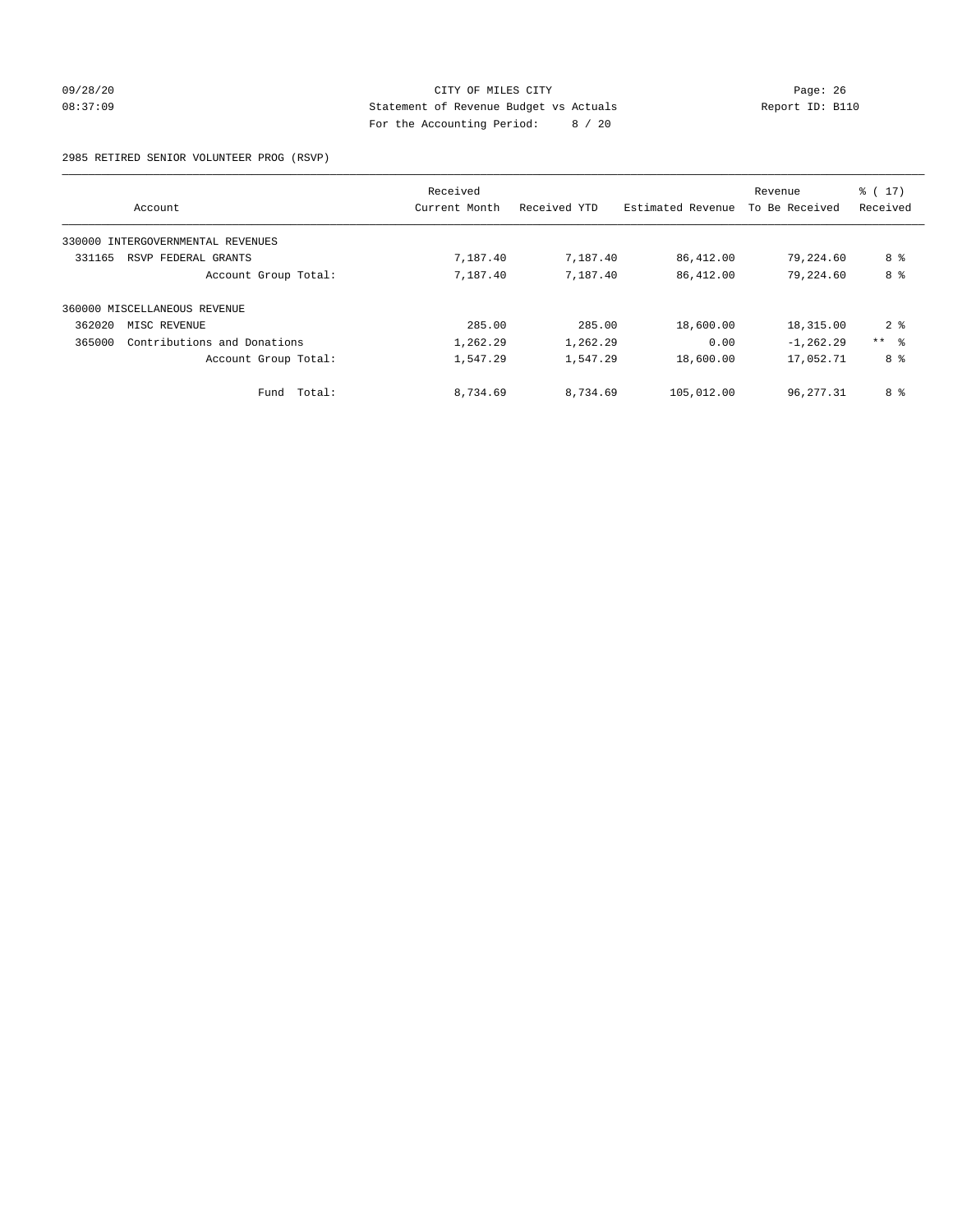CITY OF MILES CITY
Statement of Revenue Budget vs Actuals
For the Accounting Period: 8 / 20

09/28/20
08:37:09

Report ID: B110

2985 RETIRED SENIOR VOLUNTEER PROG (RSVP)

| Account | Received Current Month | Received YTD | Estimated Revenue | Revenue To Be Received | % ( 17) Received |
|---|---|---|---|---|---|
| 330000 INTERGOVERNMENTAL REVENUES | | | | | |
| 331165 RSVP FEDERAL GRANTS | 7,187.40 | 7,187.40 | 86,412.00 | 79,224.60 | 8 % |
| Account Group Total: | 7,187.40 | 7,187.40 | 86,412.00 | 79,224.60 | 8 % |
| 360000 MISCELLANEOUS REVENUE | | | | | |
| 362020 MISC REVENUE | 285.00 | 285.00 | 18,600.00 | 18,315.00 | 2 % |
| 365000 Contributions and Donations | 1,262.29 | 1,262.29 | 0.00 | -1,262.29 | ** % |
| Account Group Total: | 1,547.29 | 1,547.29 | 18,600.00 | 17,052.71 | 8 % |
| Fund Total: | 8,734.69 | 8,734.69 | 105,012.00 | 96,277.31 | 8 % |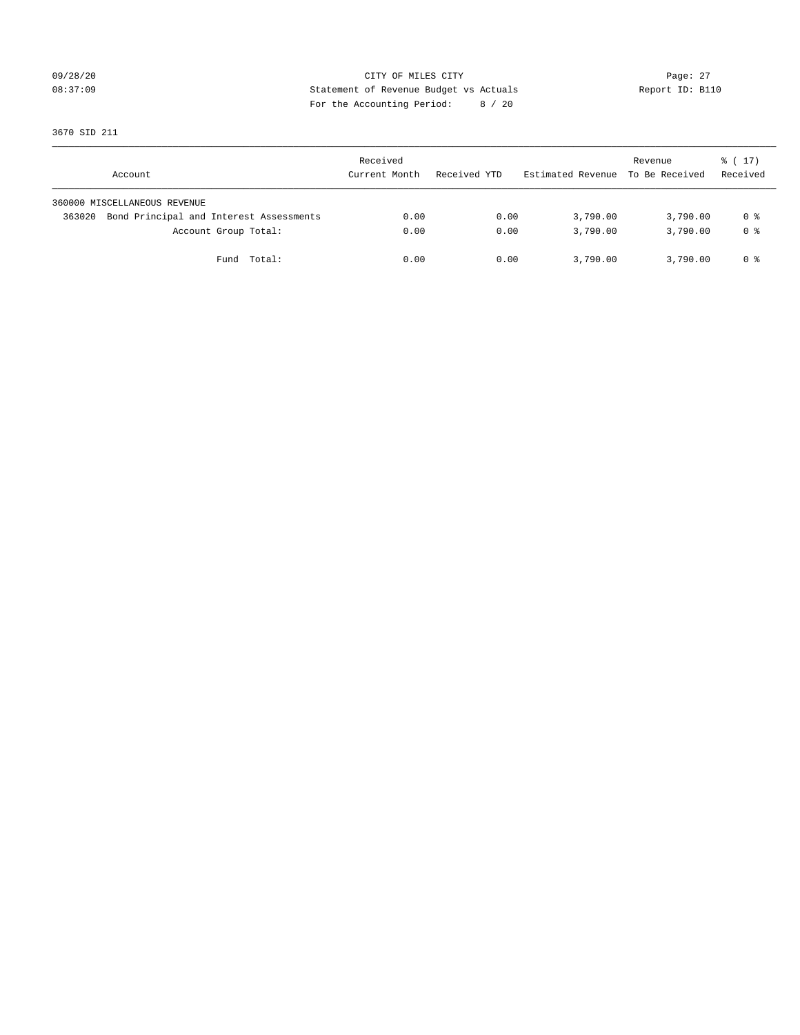CITY OF MILES CITY
Statement of Revenue Budget vs Actuals
For the Accounting Period: 8 / 20

09/28/20
08:37:09

Page: 27
Report ID: B110

3670 SID 211

| Account | Received Current Month | Received YTD | Estimated Revenue | Revenue To Be Received | % ( 17) Received |
|---|---|---|---|---|---|
| 360000 MISCELLANEOUS REVENUE | | | | | |
| 363020 Bond Principal and Interest Assessments | 0.00 | 0.00 | 3,790.00 | 3,790.00 | 0 % |
| Account Group Total: | 0.00 | 0.00 | 3,790.00 | 3,790.00 | 0 % |
| Fund Total: | 0.00 | 0.00 | 3,790.00 | 3,790.00 | 0 % |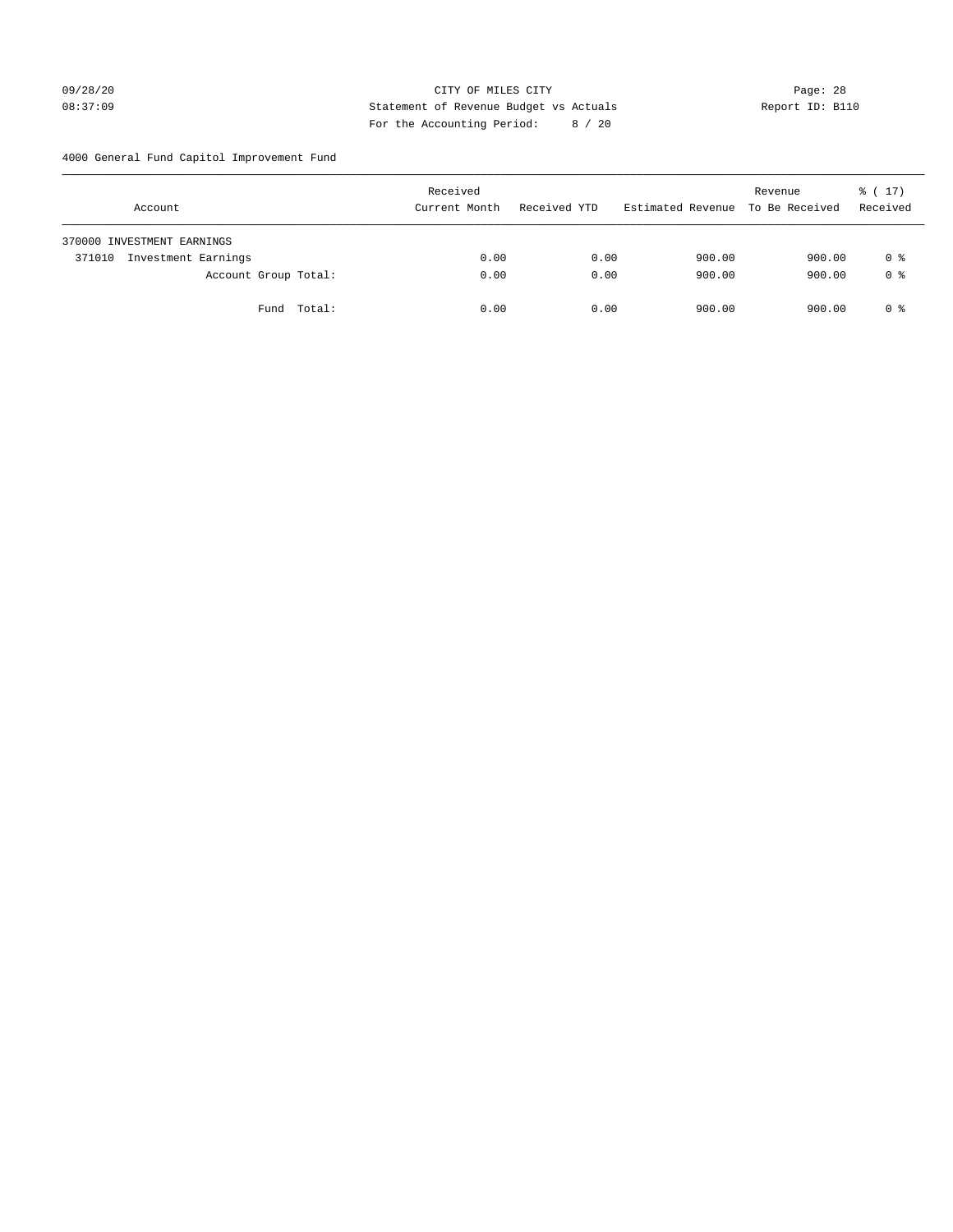CITY OF MILES CITY
Statement of Revenue Budget vs Actuals
For the Accounting Period: 8 / 20

09/28/20
08:37:09

Report ID: B110

4000 General Fund Capitol Improvement Fund

| Account | Received Current Month | Received YTD | Estimated Revenue | Revenue To Be Received | % ( 17) Received |
|---|---|---|---|---|---|
| 370000 INVESTMENT EARNINGS | | | | | |
| 371010 Investment Earnings | 0.00 | 0.00 | 900.00 | 900.00 | 0 % |
| Account Group Total: | 0.00 | 0.00 | 900.00 | 900.00 | 0 % |
| Fund Total: | 0.00 | 0.00 | 900.00 | 900.00 | 0 % |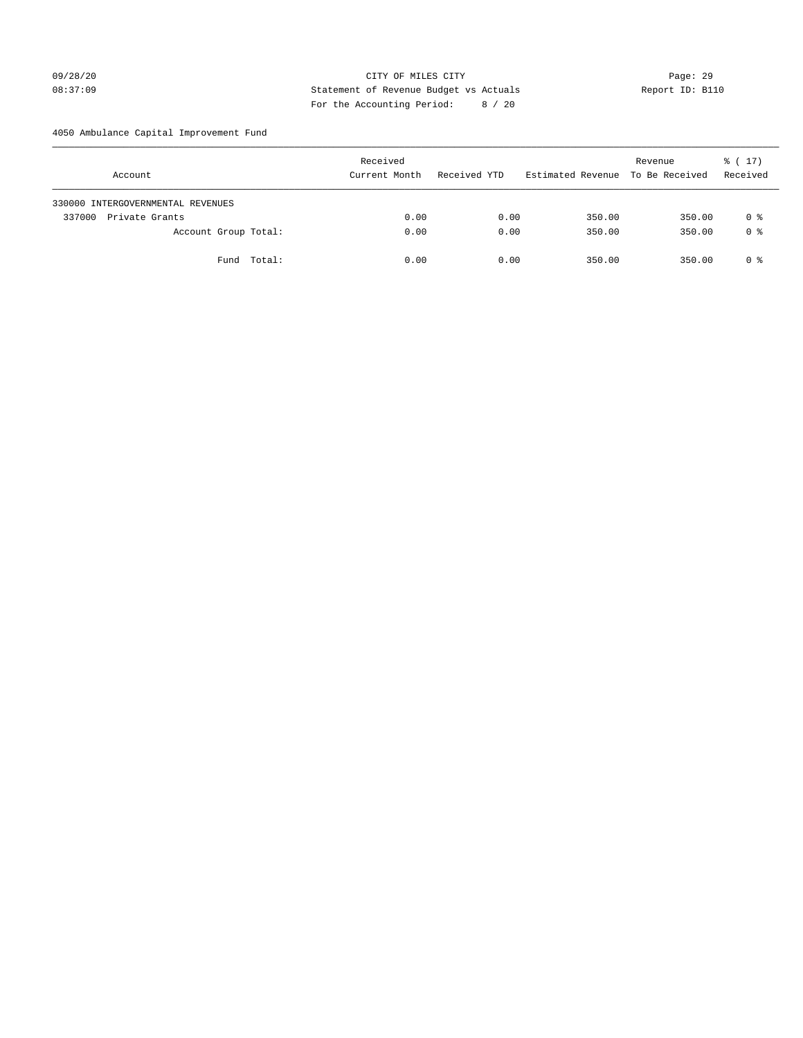CITY OF MILES CITY
Statement of Revenue Budget vs Actuals
For the Accounting Period: 8 / 20

09/28/20
08:37:09

Report ID: B110

4050 Ambulance Capital Improvement Fund

| Account | Received Current Month | Received YTD | Estimated Revenue | Revenue To Be Received | % ( 17) Received |
|---|---|---|---|---|---|
| 330000 INTERGOVERNMENTAL REVENUES | | | | | |
| 337000 Private Grants | 0.00 | 0.00 | 350.00 | 350.00 | 0 % |
| Account Group Total: | 0.00 | 0.00 | 350.00 | 350.00 | 0 % |
| Fund Total: | 0.00 | 0.00 | 350.00 | 350.00 | 0 % |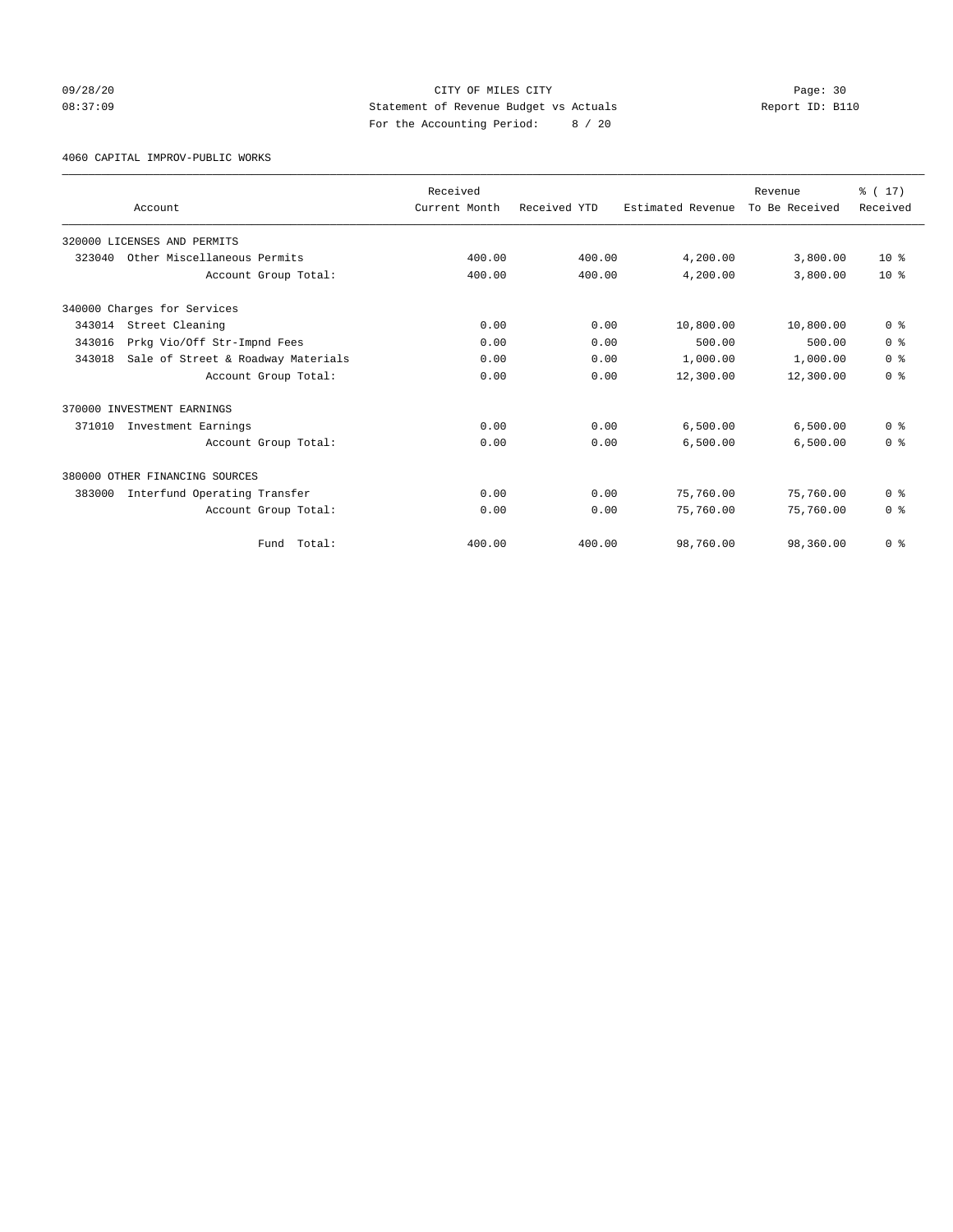CITY OF MILES CITY
Statement of Revenue Budget vs Actuals
For the Accounting Period: 8 / 20

09/28/20 08:37:09 — Report ID: B110

4060 CAPITAL IMPROV-PUBLIC WORKS

| Account | Received Current Month | Received YTD | Estimated Revenue | Revenue To Be Received | % ( 17) Received |
|---|---|---|---|---|---|
| 320000 LICENSES AND PERMITS | | | | | |
| 323040 Other Miscellaneous Permits | 400.00 | 400.00 | 4,200.00 | 3,800.00 | 10 % |
| Account Group Total: | 400.00 | 400.00 | 4,200.00 | 3,800.00 | 10 % |
| 340000 Charges for Services | | | | | |
| 343014 Street Cleaning | 0.00 | 0.00 | 10,800.00 | 10,800.00 | 0 % |
| 343016 Prkg Vio/Off Str-Impnd Fees | 0.00 | 0.00 | 500.00 | 500.00 | 0 % |
| 343018 Sale of Street & Roadway Materials | 0.00 | 0.00 | 1,000.00 | 1,000.00 | 0 % |
| Account Group Total: | 0.00 | 0.00 | 12,300.00 | 12,300.00 | 0 % |
| 370000 INVESTMENT EARNINGS | | | | | |
| 371010 Investment Earnings | 0.00 | 0.00 | 6,500.00 | 6,500.00 | 0 % |
| Account Group Total: | 0.00 | 0.00 | 6,500.00 | 6,500.00 | 0 % |
| 380000 OTHER FINANCING SOURCES | | | | | |
| 383000 Interfund Operating Transfer | 0.00 | 0.00 | 75,760.00 | 75,760.00 | 0 % |
| Account Group Total: | 0.00 | 0.00 | 75,760.00 | 75,760.00 | 0 % |
| Fund Total: | 400.00 | 400.00 | 98,760.00 | 98,360.00 | 0 % |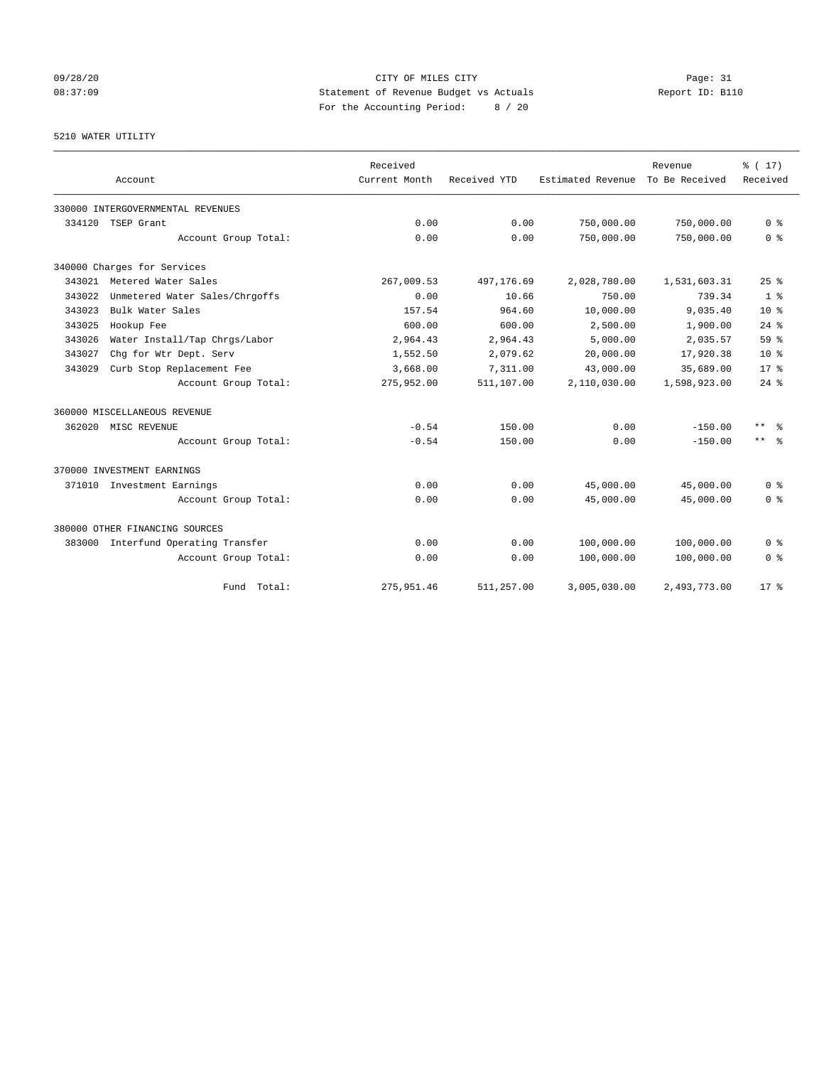CITY OF MILES CITY
Statement of Revenue Budget vs Actuals
For the Accounting Period: 8 / 20

5210 WATER UTILITY

| Account | Received Current Month | Received YTD | Estimated Revenue | Revenue To Be Received | % ( 17) Received |
|---|---|---|---|---|---|
| 330000 INTERGOVERNMENTAL REVENUES | | | | | |
| 334120 TSEP Grant | 0.00 | 0.00 | 750,000.00 | 750,000.00 | 0 % |
| Account Group Total: | 0.00 | 0.00 | 750,000.00 | 750,000.00 | 0 % |
| 340000 Charges for Services | | | | | |
| 343021 Metered Water Sales | 267,009.53 | 497,176.69 | 2,028,780.00 | 1,531,603.31 | 25 % |
| 343022 Unmetered Water Sales/Chrgoffs | 0.00 | 10.66 | 750.00 | 739.34 | 1 % |
| 343023 Bulk Water Sales | 157.54 | 964.60 | 10,000.00 | 9,035.40 | 10 % |
| 343025 Hookup Fee | 600.00 | 600.00 | 2,500.00 | 1,900.00 | 24 % |
| 343026 Water Install/Tap Chrgs/Labor | 2,964.43 | 2,964.43 | 5,000.00 | 2,035.57 | 59 % |
| 343027 Chg for Wtr Dept. Serv | 1,552.50 | 2,079.62 | 20,000.00 | 17,920.38 | 10 % |
| 343029 Curb Stop Replacement Fee | 3,668.00 | 7,311.00 | 43,000.00 | 35,689.00 | 17 % |
| Account Group Total: | 275,952.00 | 511,107.00 | 2,110,030.00 | 1,598,923.00 | 24 % |
| 360000 MISCELLANEOUS REVENUE | | | | | |
| 362020 MISC REVENUE | -0.54 | 150.00 | 0.00 | -150.00 | ** % |
| Account Group Total: | -0.54 | 150.00 | 0.00 | -150.00 | ** % |
| 370000 INVESTMENT EARNINGS | | | | | |
| 371010 Investment Earnings | 0.00 | 0.00 | 45,000.00 | 45,000.00 | 0 % |
| Account Group Total: | 0.00 | 0.00 | 45,000.00 | 45,000.00 | 0 % |
| 380000 OTHER FINANCING SOURCES | | | | | |
| 383000 Interfund Operating Transfer | 0.00 | 0.00 | 100,000.00 | 100,000.00 | 0 % |
| Account Group Total: | 0.00 | 0.00 | 100,000.00 | 100,000.00 | 0 % |
| Fund Total: | 275,951.46 | 511,257.00 | 3,005,030.00 | 2,493,773.00 | 17 % |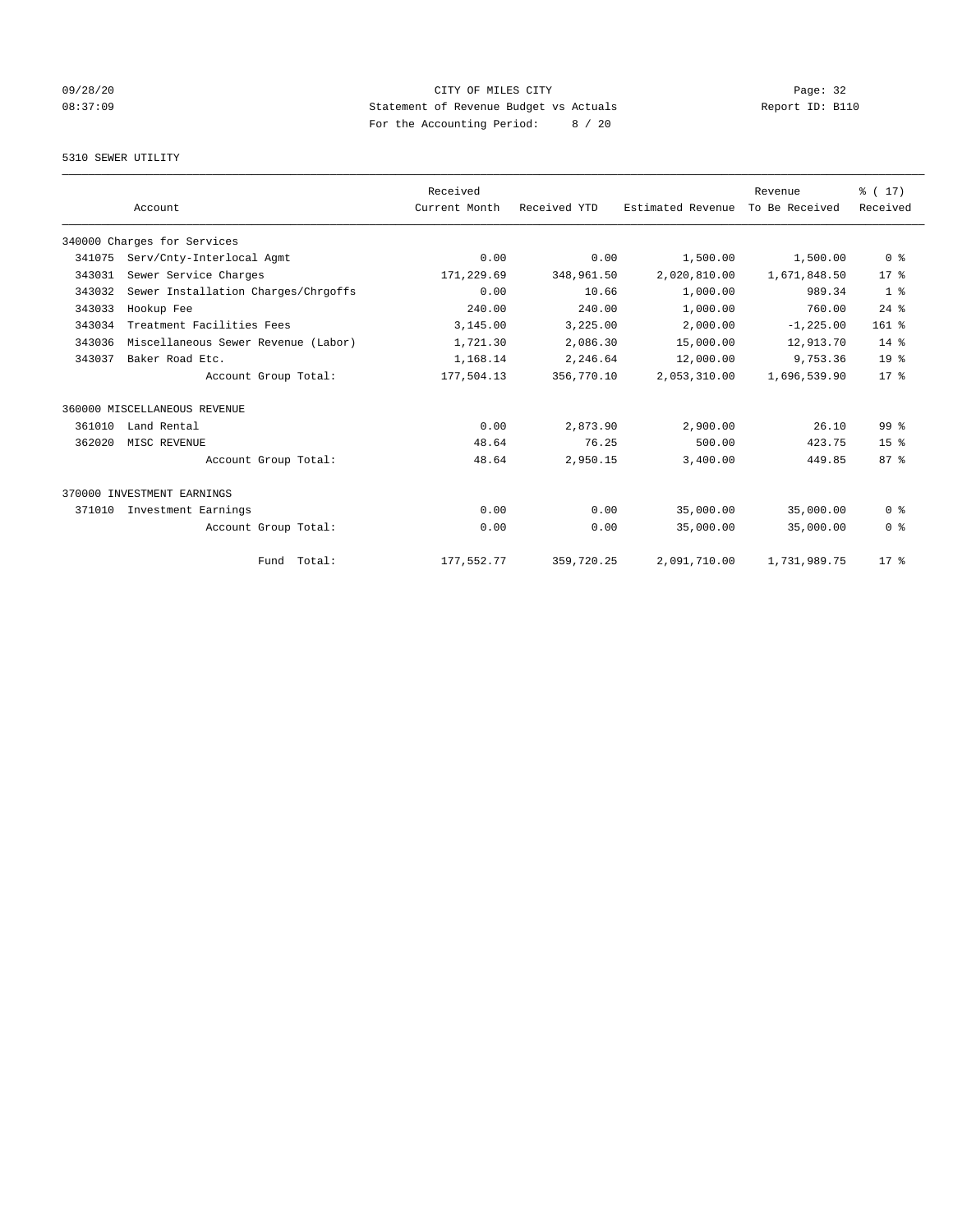CITY OF MILES CITY
Statement of Revenue Budget vs Actuals
For the Accounting Period: 8 / 20

09/28/20
08:37:09

Report ID: B110

5310 SEWER UTILITY

| Account | | Received Current Month | Received YTD | Estimated Revenue | Revenue To Be Received | % ( 17) Received |
|---|---|---|---|---|---|---|
| 340000 Charges for Services | | | | | | |
| 341075 | Serv/Cnty-Interlocal Agmt | 0.00 | 0.00 | 1,500.00 | 1,500.00 | 0 % |
| 343031 | Sewer Service Charges | 171,229.69 | 348,961.50 | 2,020,810.00 | 1,671,848.50 | 17 % |
| 343032 | Sewer Installation Charges/Chrgoffs | 0.00 | 10.66 | 1,000.00 | 989.34 | 1 % |
| 343033 | Hookup Fee | 240.00 | 240.00 | 1,000.00 | 760.00 | 24 % |
| 343034 | Treatment Facilities Fees | 3,145.00 | 3,225.00 | 2,000.00 | -1,225.00 | 161 % |
| 343036 | Miscellaneous Sewer Revenue (Labor) | 1,721.30 | 2,086.30 | 15,000.00 | 12,913.70 | 14 % |
| 343037 | Baker Road Etc. | 1,168.14 | 2,246.64 | 12,000.00 | 9,753.36 | 19 % |
| | Account Group Total: | 177,504.13 | 356,770.10 | 2,053,310.00 | 1,696,539.90 | 17 % |
| 360000 MISCELLANEOUS REVENUE | | | | | | |
| 361010 | Land Rental | 0.00 | 2,873.90 | 2,900.00 | 26.10 | 99 % |
| 362020 | MISC REVENUE | 48.64 | 76.25 | 500.00 | 423.75 | 15 % |
| | Account Group Total: | 48.64 | 2,950.15 | 3,400.00 | 449.85 | 87 % |
| 370000 INVESTMENT EARNINGS | | | | | | |
| 371010 | Investment Earnings | 0.00 | 0.00 | 35,000.00 | 35,000.00 | 0 % |
| | Account Group Total: | 0.00 | 0.00 | 35,000.00 | 35,000.00 | 0 % |
| | Fund Total: | 177,552.77 | 359,720.25 | 2,091,710.00 | 1,731,989.75 | 17 % |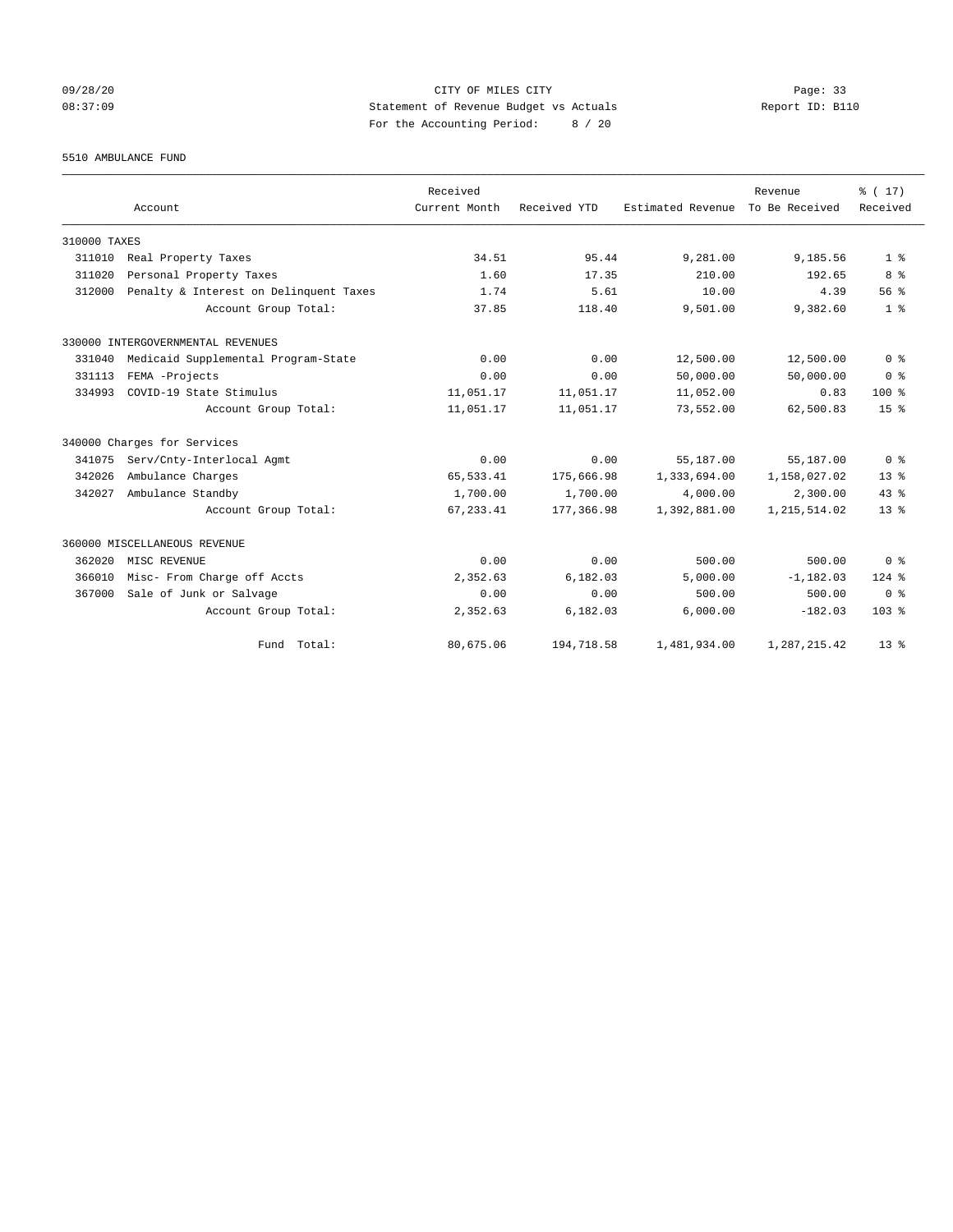CITY OF MILES CITY
Statement of Revenue Budget vs Actuals
For the Accounting Period: 8 / 20

Report ID: B110

5510 AMBULANCE FUND

| Account | | Received Current Month | Received YTD | Estimated Revenue | Revenue To Be Received | % ( 17) Received |
|---|---|---|---|---|---|---|
| 310000 TAXES | | | | | | |
| 311010 | Real Property Taxes | 34.51 | 95.44 | 9,281.00 | 9,185.56 | 1 % |
| 311020 | Personal Property Taxes | 1.60 | 17.35 | 210.00 | 192.65 | 8 % |
| 312000 | Penalty & Interest on Delinquent Taxes | 1.74 | 5.61 | 10.00 | 4.39 | 56 % |
| | Account Group Total: | 37.85 | 118.40 | 9,501.00 | 9,382.60 | 1 % |
| 330000 INTERGOVERNMENTAL REVENUES | | | | | | |
| 331040 | Medicaid Supplemental Program-State | 0.00 | 0.00 | 12,500.00 | 12,500.00 | 0 % |
| 331113 | FEMA -Projects | 0.00 | 0.00 | 50,000.00 | 50,000.00 | 0 % |
| 334993 | COVID-19 State Stimulus | 11,051.17 | 11,051.17 | 11,052.00 | 0.83 | 100 % |
| | Account Group Total: | 11,051.17 | 11,051.17 | 73,552.00 | 62,500.83 | 15 % |
| 340000 Charges for Services | | | | | | |
| 341075 | Serv/Cnty-Interlocal Agmt | 0.00 | 0.00 | 55,187.00 | 55,187.00 | 0 % |
| 342026 | Ambulance Charges | 65,533.41 | 175,666.98 | 1,333,694.00 | 1,158,027.02 | 13 % |
| 342027 | Ambulance Standby | 1,700.00 | 1,700.00 | 4,000.00 | 2,300.00 | 43 % |
| | Account Group Total: | 67,233.41 | 177,366.98 | 1,392,881.00 | 1,215,514.02 | 13 % |
| 360000 MISCELLANEOUS REVENUE | | | | | | |
| 362020 | MISC REVENUE | 0.00 | 0.00 | 500.00 | 500.00 | 0 % |
| 366010 | Misc- From Charge off Accts | 2,352.63 | 6,182.03 | 5,000.00 | -1,182.03 | 124 % |
| 367000 | Sale of Junk or Salvage | 0.00 | 0.00 | 500.00 | 500.00 | 0 % |
| | Account Group Total: | 2,352.63 | 6,182.03 | 6,000.00 | -182.03 | 103 % |
| | Fund Total: | 80,675.06 | 194,718.58 | 1,481,934.00 | 1,287,215.42 | 13 % |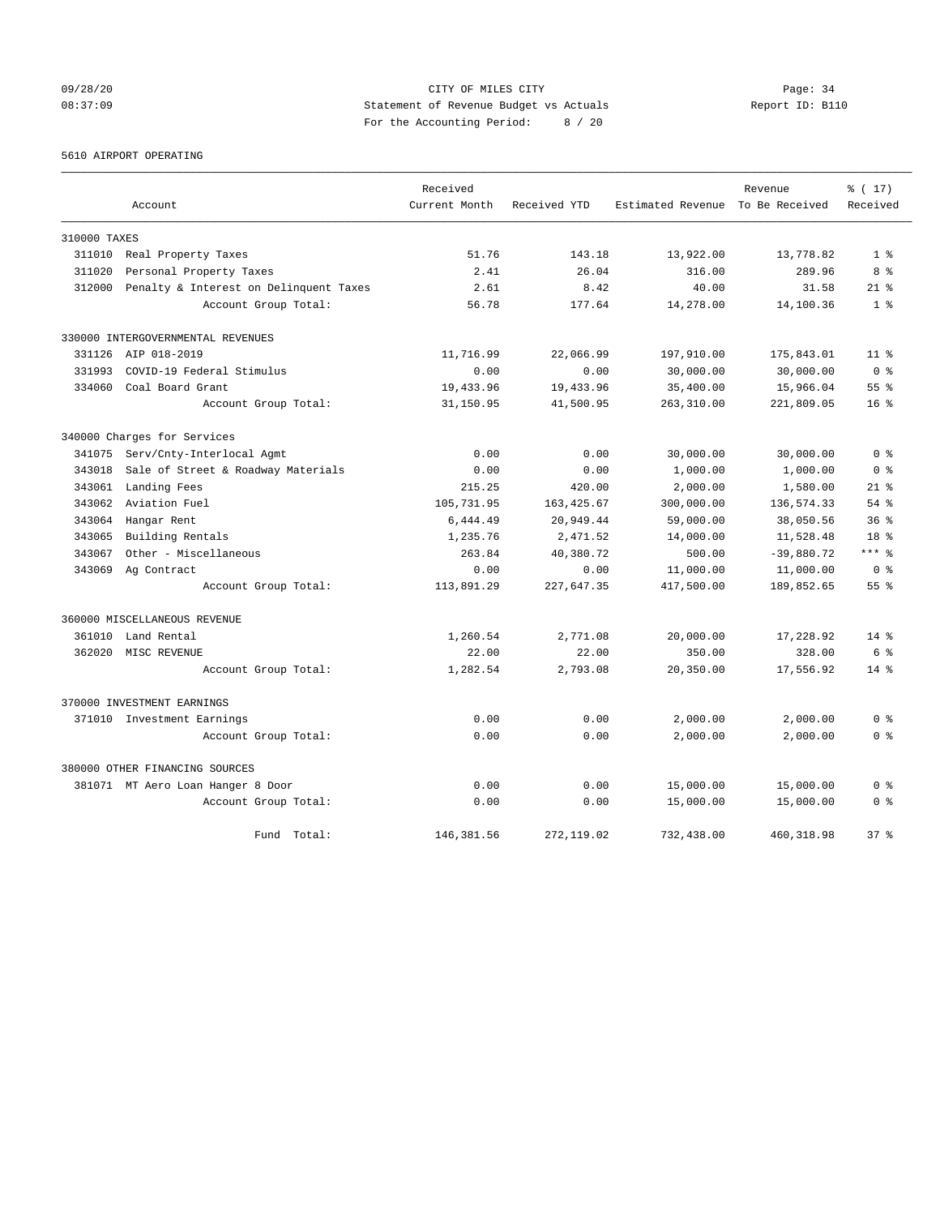CITY OF MILES CITY
Statement of Revenue Budget vs Actuals
For the Accounting Period: 8 / 20

09/28/20
08:37:09

Report ID: B110

5610 AIRPORT OPERATING

| Account | Received Current Month | Received YTD | Estimated Revenue | Revenue To Be Received | % ( 17) Received |
|---|---|---|---|---|---|
| 310000 TAXES | | | | | |
| 311010 Real Property Taxes | 51.76 | 143.18 | 13,922.00 | 13,778.82 | 1 % |
| 311020 Personal Property Taxes | 2.41 | 26.04 | 316.00 | 289.96 | 8 % |
| 312000 Penalty & Interest on Delinquent Taxes | 2.61 | 8.42 | 40.00 | 31.58 | 21 % |
| Account Group Total: | 56.78 | 177.64 | 14,278.00 | 14,100.36 | 1 % |
| 330000 INTERGOVERNMENTAL REVENUES | | | | | |
| 331126 AIP 018-2019 | 11,716.99 | 22,066.99 | 197,910.00 | 175,843.01 | 11 % |
| 331993 COVID-19 Federal Stimulus | 0.00 | 0.00 | 30,000.00 | 30,000.00 | 0 % |
| 334060 Coal Board Grant | 19,433.96 | 19,433.96 | 35,400.00 | 15,966.04 | 55 % |
| Account Group Total: | 31,150.95 | 41,500.95 | 263,310.00 | 221,809.05 | 16 % |
| 340000 Charges for Services | | | | | |
| 341075 Serv/Cnty-Interlocal Agmt | 0.00 | 0.00 | 30,000.00 | 30,000.00 | 0 % |
| 343018 Sale of Street & Roadway Materials | 0.00 | 0.00 | 1,000.00 | 1,000.00 | 0 % |
| 343061 Landing Fees | 215.25 | 420.00 | 2,000.00 | 1,580.00 | 21 % |
| 343062 Aviation Fuel | 105,731.95 | 163,425.67 | 300,000.00 | 136,574.33 | 54 % |
| 343064 Hangar Rent | 6,444.49 | 20,949.44 | 59,000.00 | 38,050.56 | 36 % |
| 343065 Building Rentals | 1,235.76 | 2,471.52 | 14,000.00 | 11,528.48 | 18 % |
| 343067 Other - Miscellaneous | 263.84 | 40,380.72 | 500.00 | -39,880.72 | *** % |
| 343069 Ag Contract | 0.00 | 0.00 | 11,000.00 | 11,000.00 | 0 % |
| Account Group Total: | 113,891.29 | 227,647.35 | 417,500.00 | 189,852.65 | 55 % |
| 360000 MISCELLANEOUS REVENUE | | | | | |
| 361010 Land Rental | 1,260.54 | 2,771.08 | 20,000.00 | 17,228.92 | 14 % |
| 362020 MISC REVENUE | 22.00 | 22.00 | 350.00 | 328.00 | 6 % |
| Account Group Total: | 1,282.54 | 2,793.08 | 20,350.00 | 17,556.92 | 14 % |
| 370000 INVESTMENT EARNINGS | | | | | |
| 371010 Investment Earnings | 0.00 | 0.00 | 2,000.00 | 2,000.00 | 0 % |
| Account Group Total: | 0.00 | 0.00 | 2,000.00 | 2,000.00 | 0 % |
| 380000 OTHER FINANCING SOURCES | | | | | |
| 381071 MT Aero Loan Hanger 8 Door | 0.00 | 0.00 | 15,000.00 | 15,000.00 | 0 % |
| Account Group Total: | 0.00 | 0.00 | 15,000.00 | 15,000.00 | 0 % |
| Fund Total: | 146,381.56 | 272,119.02 | 732,438.00 | 460,318.98 | 37 % |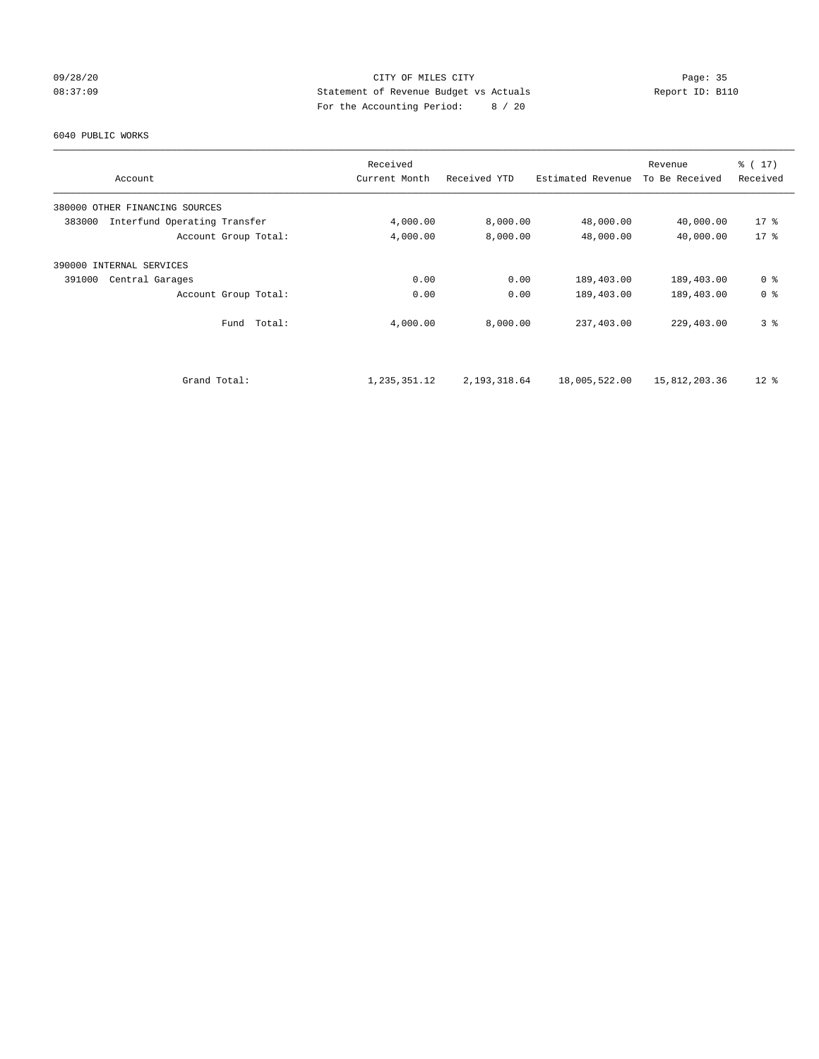CITY OF MILES CITY
Statement of Revenue Budget vs Actuals
For the Accounting Period: 8 / 20

09/28/20
08:37:09

Report ID: B110

6040 PUBLIC WORKS

| Account | Received Current Month | Received YTD | Estimated Revenue | Revenue To Be Received | % ( 17) Received |
|---|---|---|---|---|---|
| 380000 OTHER FINANCING SOURCES | | | | | |
| 383000 Interfund Operating Transfer | 4,000.00 | 8,000.00 | 48,000.00 | 40,000.00 | 17 % |
| Account Group Total: | 4,000.00 | 8,000.00 | 48,000.00 | 40,000.00 | 17 % |
| 390000 INTERNAL SERVICES | | | | | |
| 391000 Central Garages | 0.00 | 0.00 | 189,403.00 | 189,403.00 | 0 % |
| Account Group Total: | 0.00 | 0.00 | 189,403.00 | 189,403.00 | 0 % |
| Fund Total: | 4,000.00 | 8,000.00 | 237,403.00 | 229,403.00 | 3 % |
| Grand Total: | 1,235,351.12 | 2,193,318.64 | 18,005,522.00 | 15,812,203.36 | 12 % |